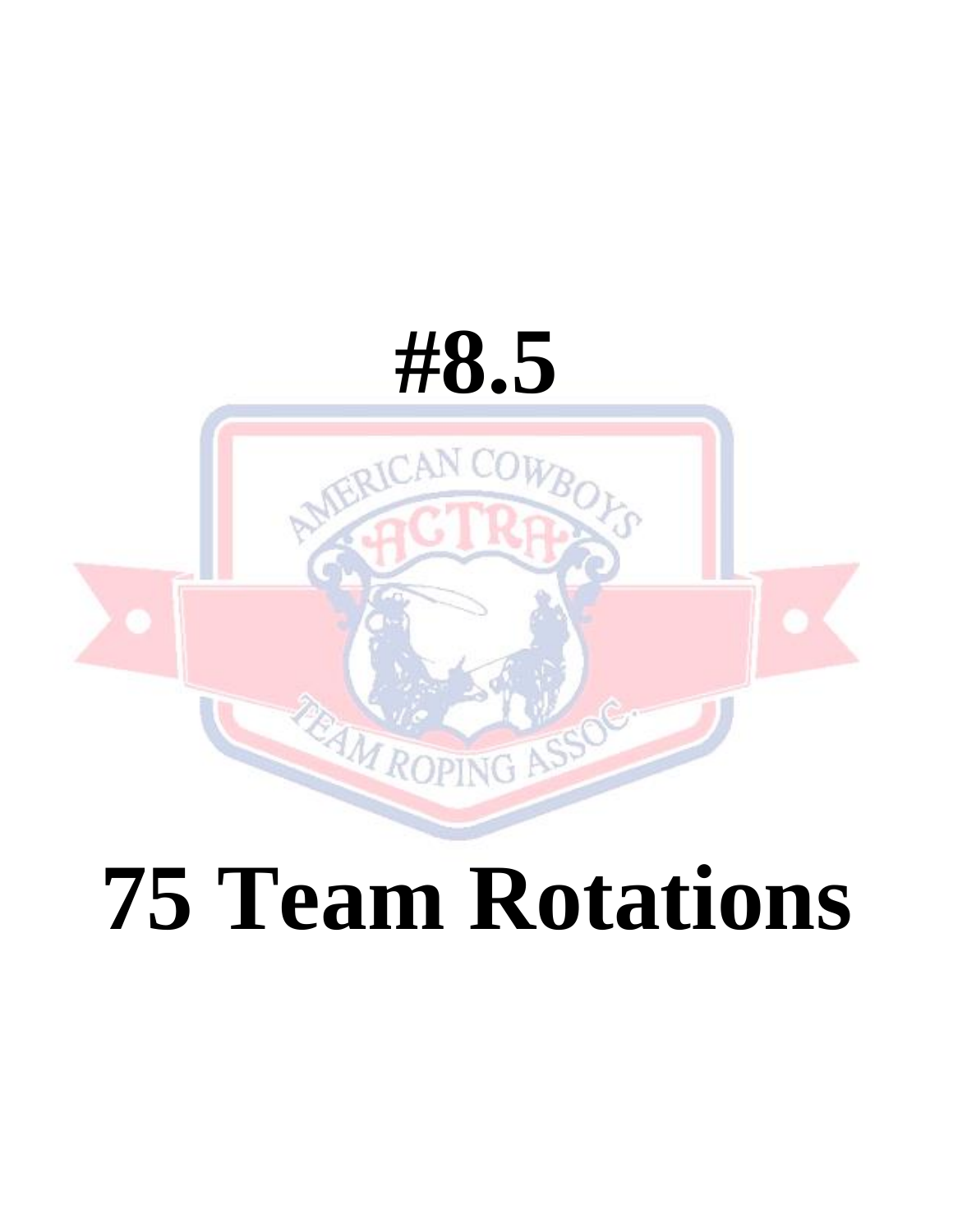# #8.5

# 75 Team Rotations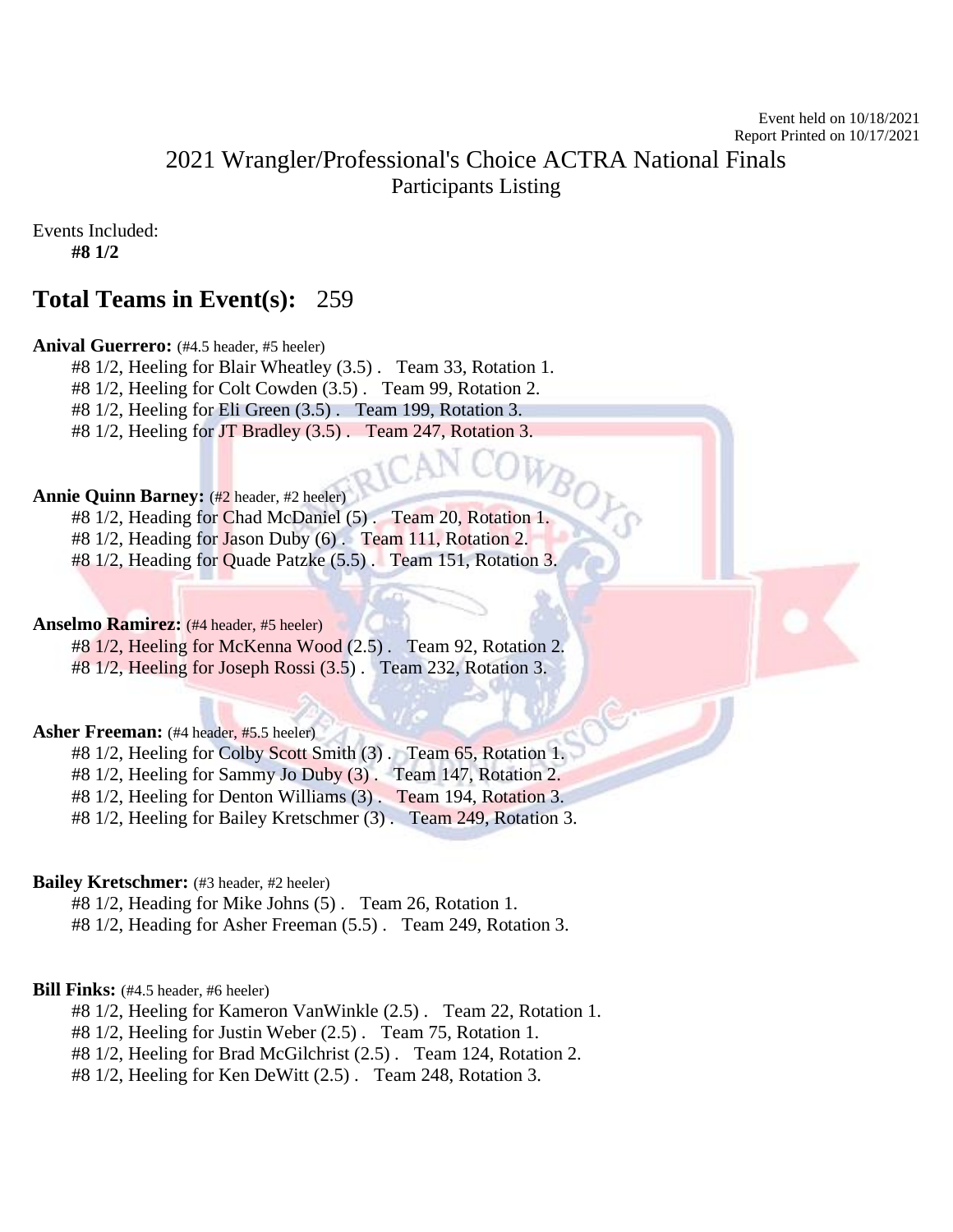Event held on 10/18/2021
Report Printed on 10/17/2021

# 2021 Wrangler/Professional's Choice ACTRA National Finals

Participants Listing

Events Included:

**#8 1/2**

## Total Teams in Event(s): 259

**Anival Guerrero:** (#4.5 header, #5 heeler)

#8 1/2, Heeling for Blair Wheatley (3.5) . Team 33, Rotation 1.
#8 1/2, Heeling for Colt Cowden (3.5) . Team 99, Rotation 2.
#8 1/2, Heeling for Eli Green (3.5) . Team 199, Rotation 3.
#8 1/2, Heeling for JT Bradley (3.5) . Team 247, Rotation 3.

**Annie Quinn Barney:** (#2 header, #2 heeler)

#8 1/2, Heading for Chad McDaniel (5) . Team 20, Rotation 1.
#8 1/2, Heading for Jason Duby (6) . Team 111, Rotation 2.
#8 1/2, Heading for Quade Patzke (5.5) . Team 151, Rotation 3.

**Anselmo Ramirez:** (#4 header, #5 heeler)

#8 1/2, Heeling for McKenna Wood (2.5) . Team 92, Rotation 2.
#8 1/2, Heeling for Joseph Rossi (3.5) . Team 232, Rotation 3.

**Asher Freeman:** (#4 header, #5.5 heeler)

#8 1/2, Heeling for Colby Scott Smith (3) . Team 65, Rotation 1.
#8 1/2, Heeling for Sammy Jo Duby (3) . Team 147, Rotation 2.
#8 1/2, Heeling for Denton Williams (3) . Team 194, Rotation 3.
#8 1/2, Heeling for Bailey Kretschmer (3) . Team 249, Rotation 3.

**Bailey Kretschmer:** (#3 header, #2 heeler)

#8 1/2, Heading for Mike Johns (5) . Team 26, Rotation 1.
#8 1/2, Heading for Asher Freeman (5.5) . Team 249, Rotation 3.

**Bill Finks:** (#4.5 header, #6 heeler)

#8 1/2, Heeling for Kameron VanWinkle (2.5) . Team 22, Rotation 1.
#8 1/2, Heeling for Justin Weber (2.5) . Team 75, Rotation 1.
#8 1/2, Heeling for Brad McGilchrist (2.5) . Team 124, Rotation 2.
#8 1/2, Heeling for Ken DeWitt (2.5) . Team 248, Rotation 3.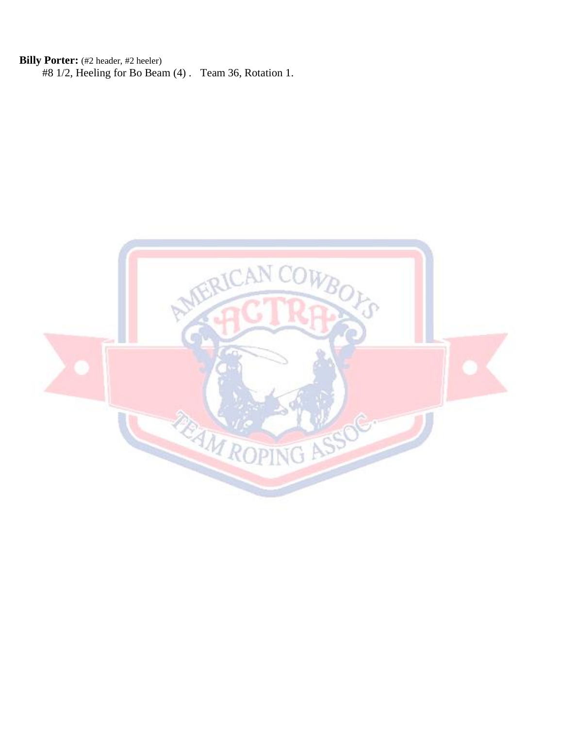**Billy Porter:** (#2 header, #2 heeler)

#8 1/2, Heeling for Bo Beam (4) . Team 36, Rotation 1.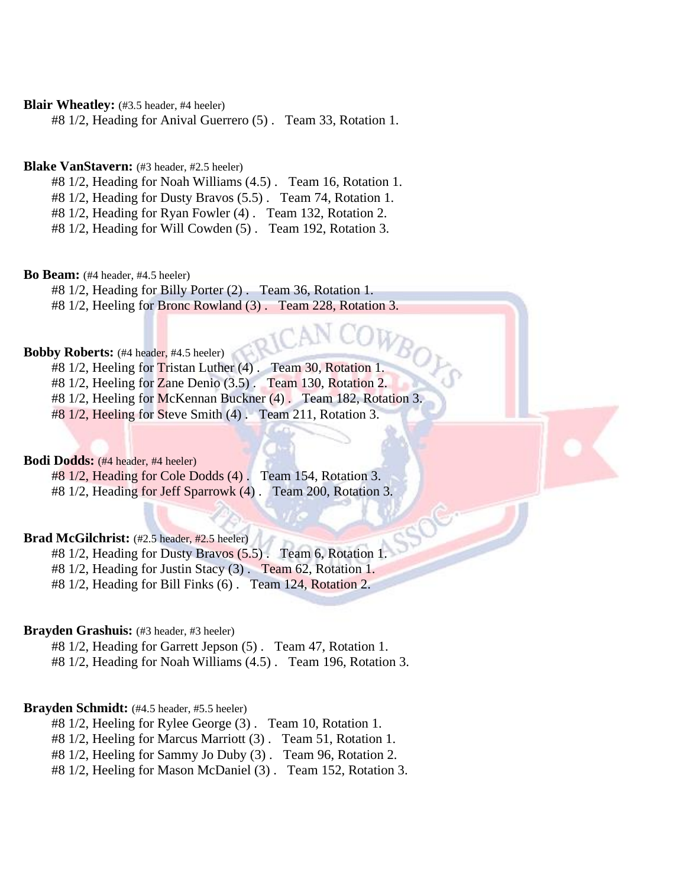**Blair Wheatley:** (#3.5 header, #4 heeler)

#8 1/2, Heading for Anival Guerrero (5) . Team 33, Rotation 1.

**Blake VanStavern:** (#3 header, #2.5 heeler)

#8 1/2, Heading for Noah Williams (4.5) . Team 16, Rotation 1.
#8 1/2, Heading for Dusty Bravos (5.5) . Team 74, Rotation 1.
#8 1/2, Heading for Ryan Fowler (4) . Team 132, Rotation 2.
#8 1/2, Heading for Will Cowden (5) . Team 192, Rotation 3.

**Bo Beam:** (#4 header, #4.5 heeler)

#8 1/2, Heading for Billy Porter (2) . Team 36, Rotation 1.
#8 1/2, Heeling for Bronc Rowland (3) . Team 228, Rotation 3.

**Bobby Roberts:** (#4 header, #4.5 heeler)

#8 1/2, Heeling for Tristan Luther (4) . Team 30, Rotation 1.
#8 1/2, Heeling for Zane Denio (3.5) . Team 130, Rotation 2.
#8 1/2, Heeling for McKennan Buckner (4) . Team 182, Rotation 3.
#8 1/2, Heeling for Steve Smith (4) . Team 211, Rotation 3.

**Bodi Dodds:** (#4 header, #4 heeler)

#8 1/2, Heading for Cole Dodds (4) . Team 154, Rotation 3.
#8 1/2, Heading for Jeff Sparrowk (4) . Team 200, Rotation 3.

**Brad McGilchrist:** (#2.5 header, #2.5 heeler)

#8 1/2, Heading for Dusty Bravos (5.5) . Team 6, Rotation 1.
#8 1/2, Heading for Justin Stacy (3) . Team 62, Rotation 1.
#8 1/2, Heading for Bill Finks (6) . Team 124, Rotation 2.

**Brayden Grashuis:** (#3 header, #3 heeler)

#8 1/2, Heading for Garrett Jepson (5) . Team 47, Rotation 1.
#8 1/2, Heading for Noah Williams (4.5) . Team 196, Rotation 3.

**Brayden Schmidt:** (#4.5 header, #5.5 heeler)

#8 1/2, Heeling for Rylee George (3) . Team 10, Rotation 1.
#8 1/2, Heeling for Marcus Marriott (3) . Team 51, Rotation 1.
#8 1/2, Heeling for Sammy Jo Duby (3) . Team 96, Rotation 2.
#8 1/2, Heeling for Mason McDaniel (3) . Team 152, Rotation 3.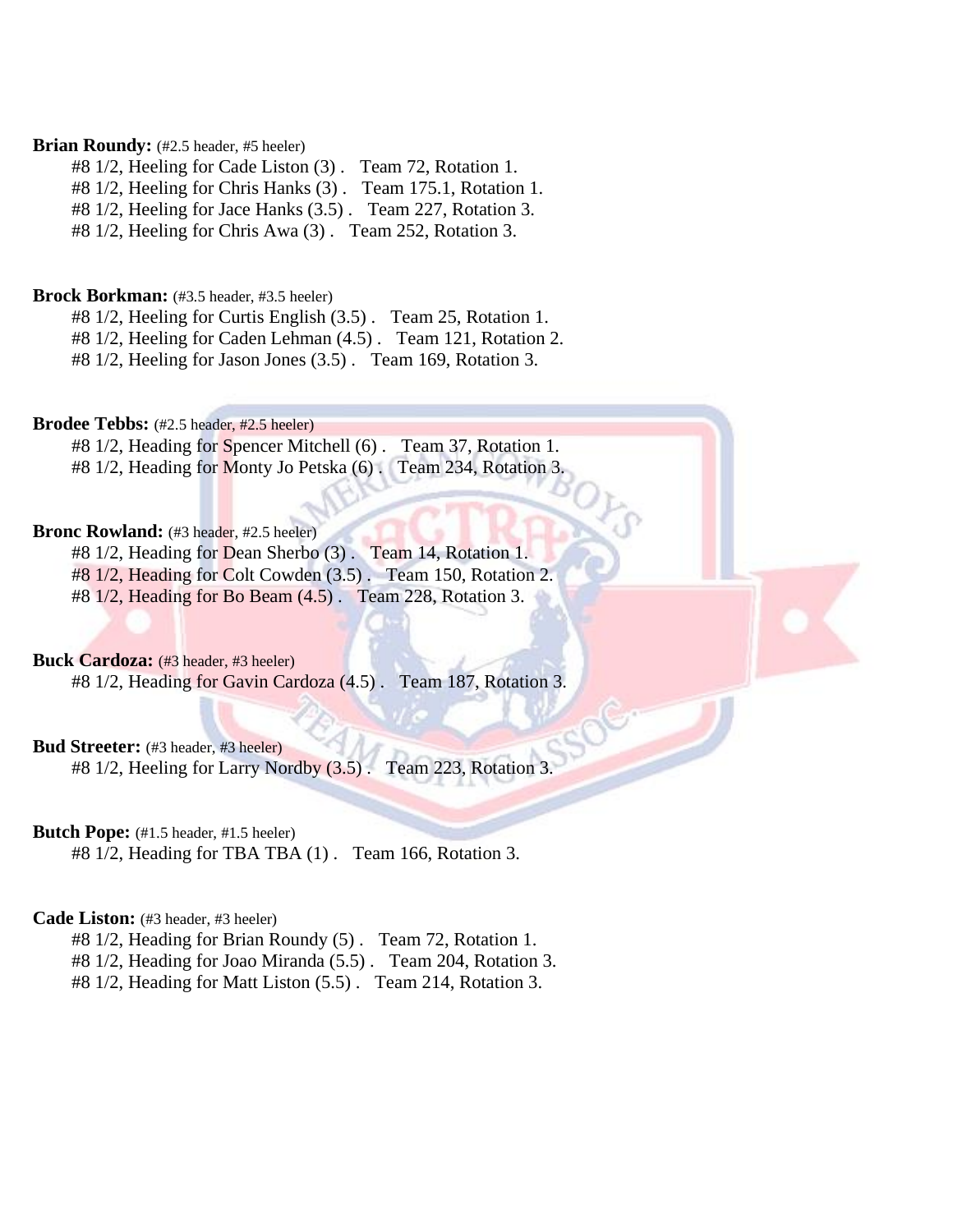**Brian Roundy:** (#2.5 header, #5 heeler)
#8 1/2, Heeling for Cade Liston (3) . Team 72, Rotation 1.
#8 1/2, Heeling for Chris Hanks (3) . Team 175.1, Rotation 1.
#8 1/2, Heeling for Jace Hanks (3.5) . Team 227, Rotation 3.
#8 1/2, Heeling for Chris Awa (3) . Team 252, Rotation 3.

**Brock Borkman:** (#3.5 header, #3.5 heeler)
#8 1/2, Heeling for Curtis English (3.5) . Team 25, Rotation 1.
#8 1/2, Heeling for Caden Lehman (4.5) . Team 121, Rotation 2.
#8 1/2, Heeling for Jason Jones (3.5) . Team 169, Rotation 3.

**Brodee Tebbs:** (#2.5 header, #2.5 heeler)
#8 1/2, Heading for Spencer Mitchell (6) . Team 37, Rotation 1.
#8 1/2, Heading for Monty Jo Petska (6) . Team 234, Rotation 3.

**Bronc Rowland:** (#3 header, #2.5 heeler)
#8 1/2, Heading for Dean Sherbo (3) . Team 14, Rotation 1.
#8 1/2, Heading for Colt Cowden (3.5) . Team 150, Rotation 2.
#8 1/2, Heading for Bo Beam (4.5) . Team 228, Rotation 3.

**Buck Cardoza:** (#3 header, #3 heeler)
#8 1/2, Heading for Gavin Cardoza (4.5) . Team 187, Rotation 3.

**Bud Streeter:** (#3 header, #3 heeler)
#8 1/2, Heeling for Larry Nordby (3.5) . Team 223, Rotation 3.

**Butch Pope:** (#1.5 header, #1.5 heeler)
#8 1/2, Heading for TBA TBA (1) . Team 166, Rotation 3.

**Cade Liston:** (#3 header, #3 heeler)
#8 1/2, Heading for Brian Roundy (5) . Team 72, Rotation 1.
#8 1/2, Heading for Joao Miranda (5.5) . Team 204, Rotation 3.
#8 1/2, Heading for Matt Liston (5.5) . Team 214, Rotation 3.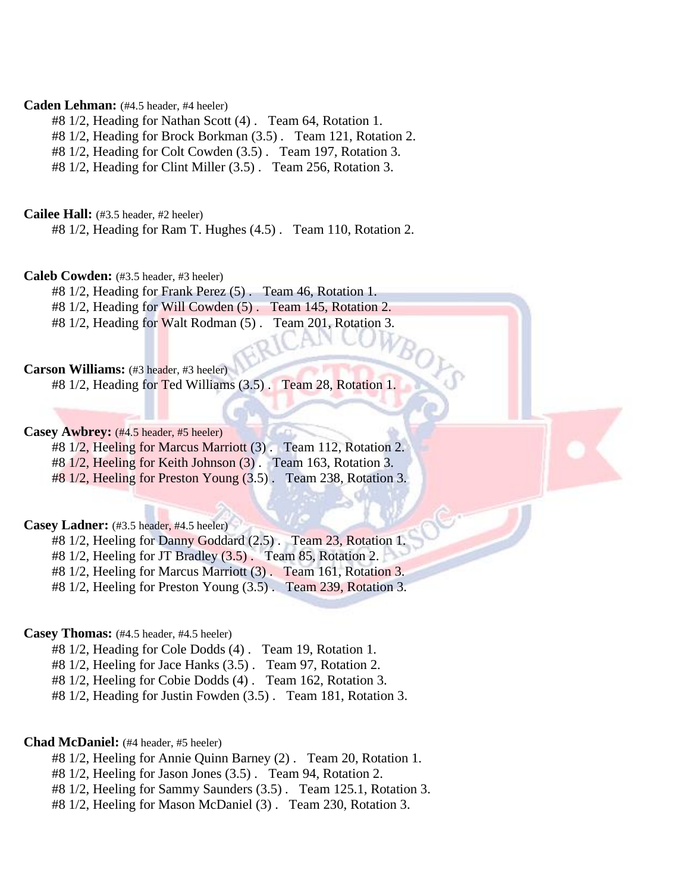**Caden Lehman:** (#4.5 header, #4 heeler)

#8 1/2, Heading for Nathan Scott (4) .   Team 64, Rotation 1.
#8 1/2, Heading for Brock Borkman (3.5) .   Team 121, Rotation 2.
#8 1/2, Heading for Colt Cowden (3.5) .   Team 197, Rotation 3.
#8 1/2, Heading for Clint Miller (3.5) .   Team 256, Rotation 3.

**Cailee Hall:** (#3.5 header, #2 heeler)

#8 1/2, Heading for Ram T. Hughes (4.5) .   Team 110, Rotation 2.

**Caleb Cowden:** (#3.5 header, #3 heeler)

#8 1/2, Heading for Frank Perez (5) .   Team 46, Rotation 1.
#8 1/2, Heading for Will Cowden (5) .   Team 145, Rotation 2.
#8 1/2, Heading for Walt Rodman (5) .   Team 201, Rotation 3.

**Carson Williams:** (#3 header, #3 heeler)

#8 1/2, Heading for Ted Williams (3.5) .   Team 28, Rotation 1.

**Casey Awbrey:** (#4.5 header, #5 heeler)

#8 1/2, Heeling for Marcus Marriott (3) .   Team 112, Rotation 2.
#8 1/2, Heeling for Keith Johnson (3) .   Team 163, Rotation 3.
#8 1/2, Heeling for Preston Young (3.5) .   Team 238, Rotation 3.

**Casey Ladner:** (#3.5 header, #4.5 heeler)

#8 1/2, Heeling for Danny Goddard (2.5) .   Team 23, Rotation 1.
#8 1/2, Heeling for JT Bradley (3.5) .   Team 85, Rotation 2.
#8 1/2, Heeling for Marcus Marriott (3) .   Team 161, Rotation 3.
#8 1/2, Heeling for Preston Young (3.5) .   Team 239, Rotation 3.

**Casey Thomas:** (#4.5 header, #4.5 heeler)

#8 1/2, Heading for Cole Dodds (4) .   Team 19, Rotation 1.
#8 1/2, Heeling for Jace Hanks (3.5) .   Team 97, Rotation 2.
#8 1/2, Heeling for Cobie Dodds (4) .   Team 162, Rotation 3.
#8 1/2, Heading for Justin Fowden (3.5) .   Team 181, Rotation 3.

**Chad McDaniel:** (#4 header, #5 heeler)

#8 1/2, Heeling for Annie Quinn Barney (2) .   Team 20, Rotation 1.
#8 1/2, Heeling for Jason Jones (3.5) .   Team 94, Rotation 2.
#8 1/2, Heeling for Sammy Saunders (3.5) .   Team 125.1, Rotation 3.
#8 1/2, Heeling for Mason McDaniel (3) .   Team 230, Rotation 3.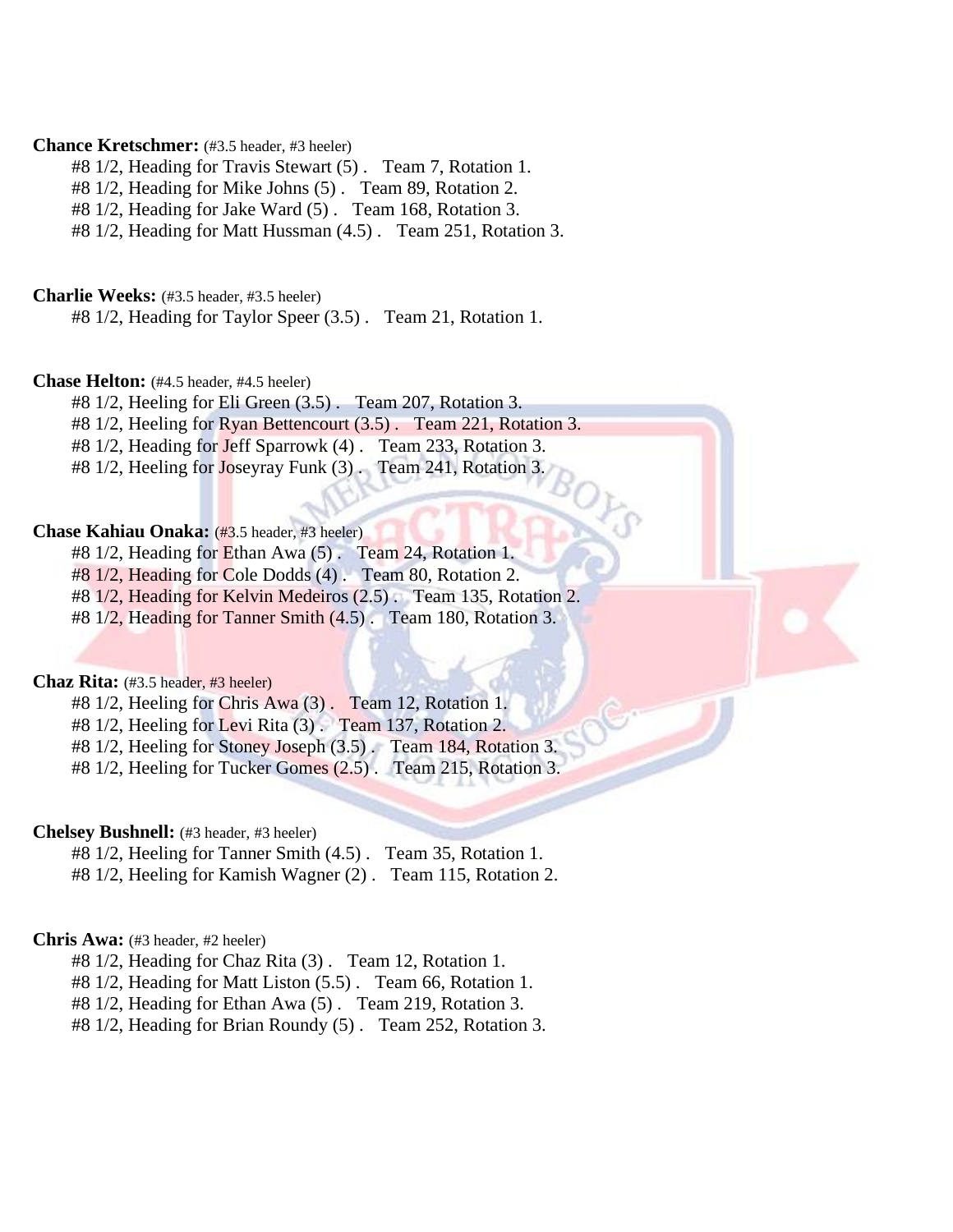**Chance Kretschmer:** (#3.5 header, #3 heeler)

#8 1/2, Heading for Travis Stewart (5) . Team 7, Rotation 1.
#8 1/2, Heading for Mike Johns (5) . Team 89, Rotation 2.
#8 1/2, Heading for Jake Ward (5) . Team 168, Rotation 3.
#8 1/2, Heading for Matt Hussman (4.5) . Team 251, Rotation 3.

**Charlie Weeks:** (#3.5 header, #3.5 heeler)

#8 1/2, Heading for Taylor Speer (3.5) . Team 21, Rotation 1.

**Chase Helton:** (#4.5 header, #4.5 heeler)

#8 1/2, Heeling for Eli Green (3.5) . Team 207, Rotation 3.
#8 1/2, Heeling for Ryan Bettencourt (3.5) . Team 221, Rotation 3.
#8 1/2, Heading for Jeff Sparrowk (4) . Team 233, Rotation 3.
#8 1/2, Heeling for Joseyray Funk (3) . Team 241, Rotation 3.

**Chase Kahiau Onaka:** (#3.5 header, #3 heeler)

#8 1/2, Heading for Ethan Awa (5) . Team 24, Rotation 1.
#8 1/2, Heading for Cole Dodds (4) . Team 80, Rotation 2.
#8 1/2, Heading for Kelvin Medeiros (2.5) . Team 135, Rotation 2.
#8 1/2, Heading for Tanner Smith (4.5) . Team 180, Rotation 3.

**Chaz Rita:** (#3.5 header, #3 heeler)

#8 1/2, Heeling for Chris Awa (3) . Team 12, Rotation 1.
#8 1/2, Heeling for Levi Rita (3) . Team 137, Rotation 2.
#8 1/2, Heeling for Stoney Joseph (3.5) . Team 184, Rotation 3.
#8 1/2, Heeling for Tucker Gomes (2.5) . Team 215, Rotation 3.

**Chelsey Bushnell:** (#3 header, #3 heeler)

#8 1/2, Heeling for Tanner Smith (4.5) . Team 35, Rotation 1.
#8 1/2, Heeling for Kamish Wagner (2) . Team 115, Rotation 2.

**Chris Awa:** (#3 header, #2 heeler)

#8 1/2, Heading for Chaz Rita (3) . Team 12, Rotation 1.
#8 1/2, Heading for Matt Liston (5.5) . Team 66, Rotation 1.
#8 1/2, Heading for Ethan Awa (5) . Team 219, Rotation 3.
#8 1/2, Heading for Brian Roundy (5) . Team 252, Rotation 3.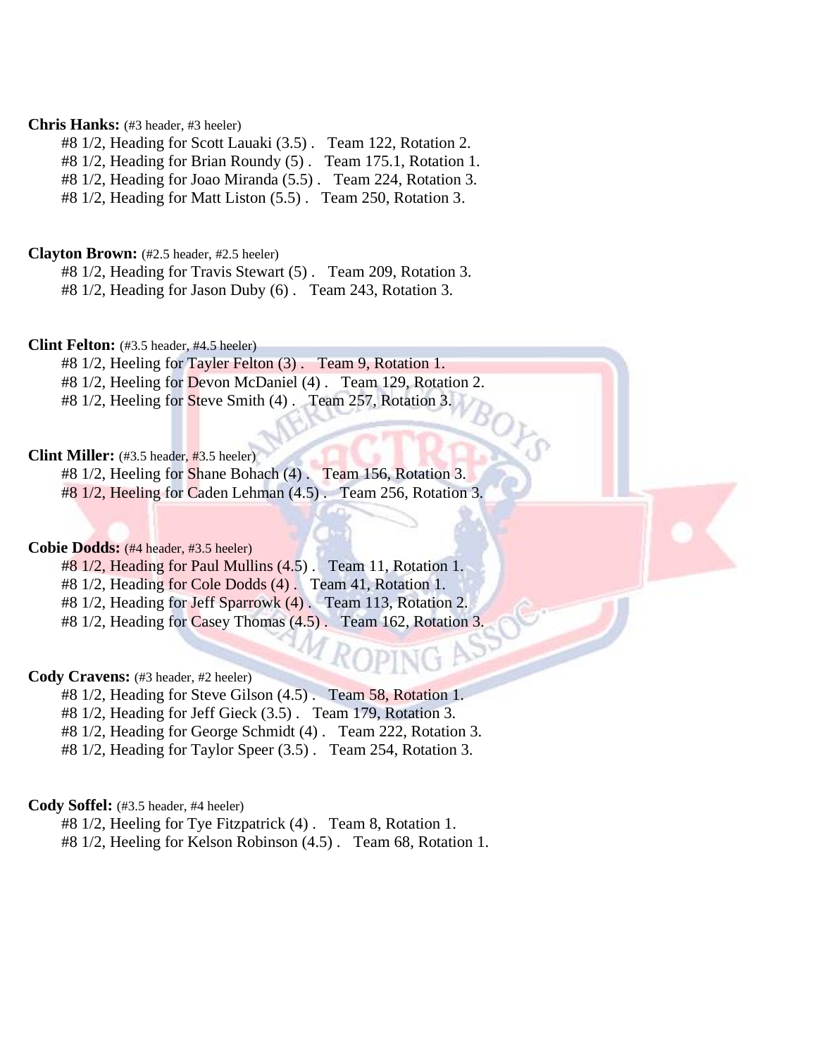**Chris Hanks:** (#3 header, #3 heeler)

#8 1/2, Heading for Scott Lauaki (3.5) .   Team 122, Rotation 2.
#8 1/2, Heading for Brian Roundy (5) .   Team 175.1, Rotation 1.
#8 1/2, Heading for Joao Miranda (5.5) .   Team 224, Rotation 3.
#8 1/2, Heading for Matt Liston (5.5) .   Team 250, Rotation 3.

**Clayton Brown:** (#2.5 header, #2.5 heeler)

#8 1/2, Heading for Travis Stewart (5) .   Team 209, Rotation 3.
#8 1/2, Heading for Jason Duby (6) .   Team 243, Rotation 3.

**Clint Felton:** (#3.5 header, #4.5 heeler)

#8 1/2, Heeling for Tayler Felton (3) .   Team 9, Rotation 1.
#8 1/2, Heeling for Devon McDaniel (4) .   Team 129, Rotation 2.
#8 1/2, Heeling for Steve Smith (4) .   Team 257, Rotation 3.

**Clint Miller:** (#3.5 header, #3.5 heeler)

#8 1/2, Heeling for Shane Bohach (4) .   Team 156, Rotation 3.
#8 1/2, Heeling for Caden Lehman (4.5) .   Team 256, Rotation 3.

**Cobie Dodds:** (#4 header, #3.5 heeler)

#8 1/2, Heading for Paul Mullins (4.5) .   Team 11, Rotation 1.
#8 1/2, Heading for Cole Dodds (4) .   Team 41, Rotation 1.
#8 1/2, Heading for Jeff Sparrowk (4) .   Team 113, Rotation 2.
#8 1/2, Heading for Casey Thomas (4.5) .   Team 162, Rotation 3.

**Cody Cravens:** (#3 header, #2 heeler)

#8 1/2, Heading for Steve Gilson (4.5) .   Team 58, Rotation 1.
#8 1/2, Heading for Jeff Gieck (3.5) .   Team 179, Rotation 3.
#8 1/2, Heading for George Schmidt (4) .   Team 222, Rotation 3.
#8 1/2, Heading for Taylor Speer (3.5) .   Team 254, Rotation 3.

**Cody Soffel:** (#3.5 header, #4 heeler)

#8 1/2, Heeling for Tye Fitzpatrick (4) .   Team 8, Rotation 1.
#8 1/2, Heeling for Kelson Robinson (4.5) .   Team 68, Rotation 1.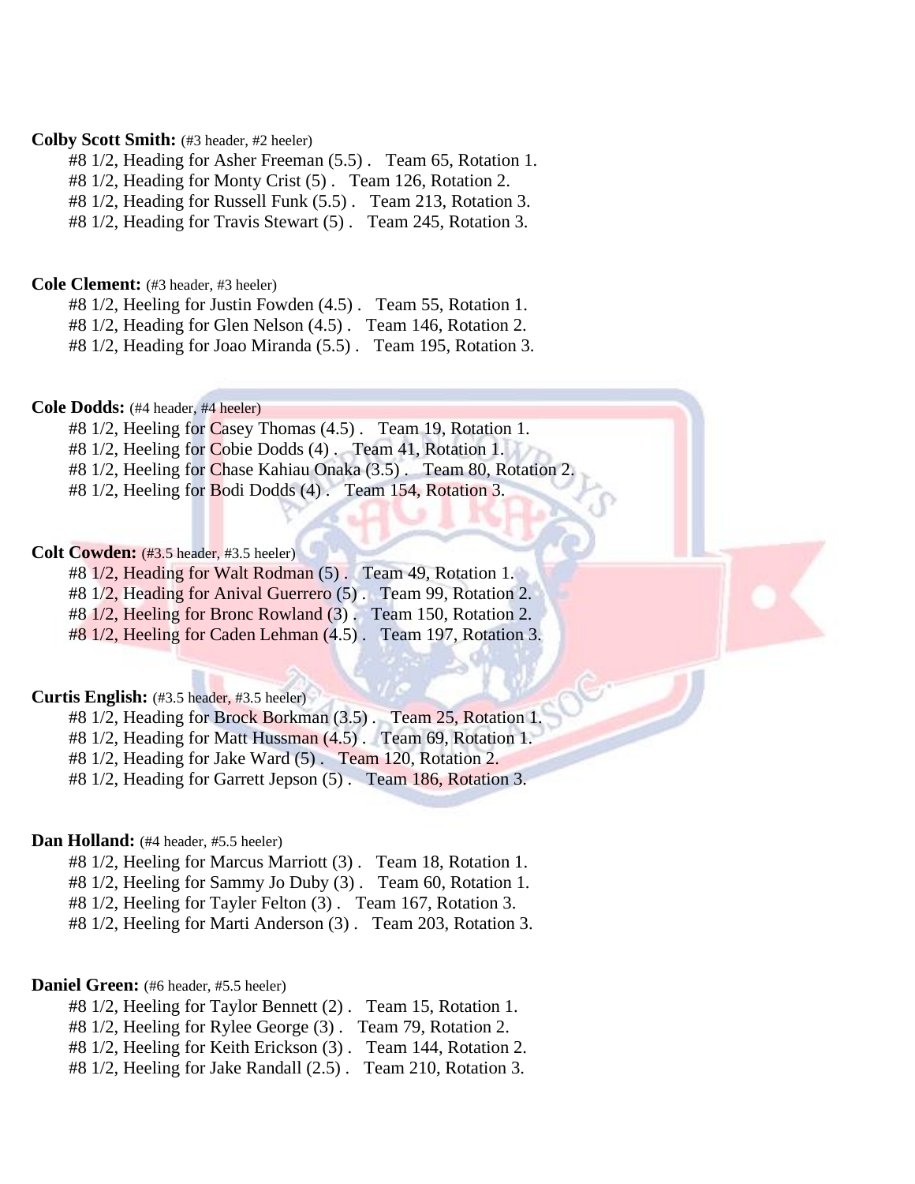**Colby Scott Smith:** (#3 header, #2 heeler)

#8 1/2, Heading for Asher Freeman (5.5) . Team 65, Rotation 1.
#8 1/2, Heading for Monty Crist (5) . Team 126, Rotation 2.
#8 1/2, Heading for Russell Funk (5.5) . Team 213, Rotation 3.
#8 1/2, Heading for Travis Stewart (5) . Team 245, Rotation 3.

**Cole Clement:** (#3 header, #3 heeler)

#8 1/2, Heeling for Justin Fowden (4.5) . Team 55, Rotation 1.
#8 1/2, Heading for Glen Nelson (4.5) . Team 146, Rotation 2.
#8 1/2, Heading for Joao Miranda (5.5) . Team 195, Rotation 3.

**Cole Dodds:** (#4 header, #4 heeler)

#8 1/2, Heeling for Casey Thomas (4.5) . Team 19, Rotation 1.
#8 1/2, Heeling for Cobie Dodds (4) . Team 41, Rotation 1.
#8 1/2, Heeling for Chase Kahiau Onaka (3.5) . Team 80, Rotation 2.
#8 1/2, Heeling for Bodi Dodds (4) . Team 154, Rotation 3.

**Colt Cowden:** (#3.5 header, #3.5 heeler)

#8 1/2, Heading for Walt Rodman (5) . Team 49, Rotation 1.
#8 1/2, Heading for Anival Guerrero (5) . Team 99, Rotation 2.
#8 1/2, Heeling for Bronc Rowland (3) . Team 150, Rotation 2.
#8 1/2, Heeling for Caden Lehman (4.5) . Team 197, Rotation 3.

**Curtis English:** (#3.5 header, #3.5 heeler)

#8 1/2, Heading for Brock Borkman (3.5) . Team 25, Rotation 1.
#8 1/2, Heading for Matt Hussman (4.5) . Team 69, Rotation 1.
#8 1/2, Heading for Jake Ward (5) . Team 120, Rotation 2.
#8 1/2, Heading for Garrett Jepson (5) . Team 186, Rotation 3.

**Dan Holland:** (#4 header, #5.5 heeler)

#8 1/2, Heeling for Marcus Marriott (3) . Team 18, Rotation 1.
#8 1/2, Heeling for Sammy Jo Duby (3) . Team 60, Rotation 1.
#8 1/2, Heeling for Tayler Felton (3) . Team 167, Rotation 3.
#8 1/2, Heeling for Marti Anderson (3) . Team 203, Rotation 3.

**Daniel Green:** (#6 header, #5.5 heeler)

#8 1/2, Heeling for Taylor Bennett (2) . Team 15, Rotation 1.
#8 1/2, Heeling for Rylee George (3) . Team 79, Rotation 2.
#8 1/2, Heeling for Keith Erickson (3) . Team 144, Rotation 2.
#8 1/2, Heeling for Jake Randall (2.5) . Team 210, Rotation 3.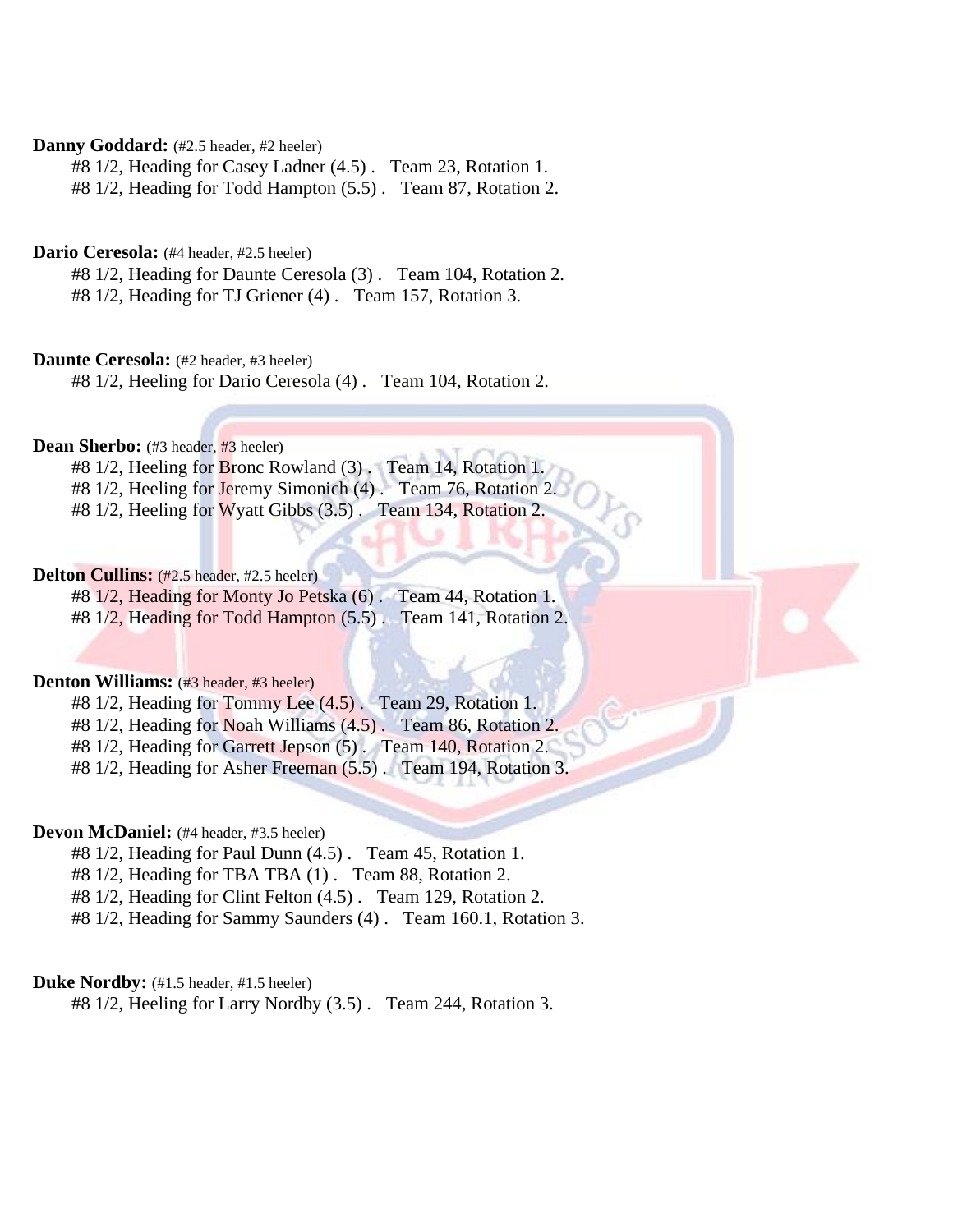**Danny Goddard:** (#2.5 header, #2 heeler)

#8 1/2, Heading for Casey Ladner (4.5) . Team 23, Rotation 1.
#8 1/2, Heading for Todd Hampton (5.5) . Team 87, Rotation 2.

**Dario Ceresola:** (#4 header, #2.5 heeler)

#8 1/2, Heading for Daunte Ceresola (3) . Team 104, Rotation 2.
#8 1/2, Heading for TJ Griener (4) . Team 157, Rotation 3.

**Daunte Ceresola:** (#2 header, #3 heeler)

#8 1/2, Heeling for Dario Ceresola (4) . Team 104, Rotation 2.

**Dean Sherbo:** (#3 header, #3 heeler)

#8 1/2, Heeling for Bronc Rowland (3) . Team 14, Rotation 1.
#8 1/2, Heeling for Jeremy Simonich (4) . Team 76, Rotation 2.
#8 1/2, Heeling for Wyatt Gibbs (3.5) . Team 134, Rotation 2.

**Delton Cullins:** (#2.5 header, #2.5 heeler)

#8 1/2, Heading for Monty Jo Petska (6) . Team 44, Rotation 1.
#8 1/2, Heading for Todd Hampton (5.5) . Team 141, Rotation 2.

**Denton Williams:** (#3 header, #3 heeler)

#8 1/2, Heading for Tommy Lee (4.5) . Team 29, Rotation 1.
#8 1/2, Heading for Noah Williams (4.5) . Team 86, Rotation 2.
#8 1/2, Heading for Garrett Jepson (5) . Team 140, Rotation 2.
#8 1/2, Heading for Asher Freeman (5.5) . Team 194, Rotation 3.

**Devon McDaniel:** (#4 header, #3.5 heeler)

#8 1/2, Heading for Paul Dunn (4.5) . Team 45, Rotation 1.
#8 1/2, Heading for TBA TBA (1) . Team 88, Rotation 2.
#8 1/2, Heading for Clint Felton (4.5) . Team 129, Rotation 2.
#8 1/2, Heading for Sammy Saunders (4) . Team 160.1, Rotation 3.

**Duke Nordby:** (#1.5 header, #1.5 heeler)

#8 1/2, Heeling for Larry Nordby (3.5) . Team 244, Rotation 3.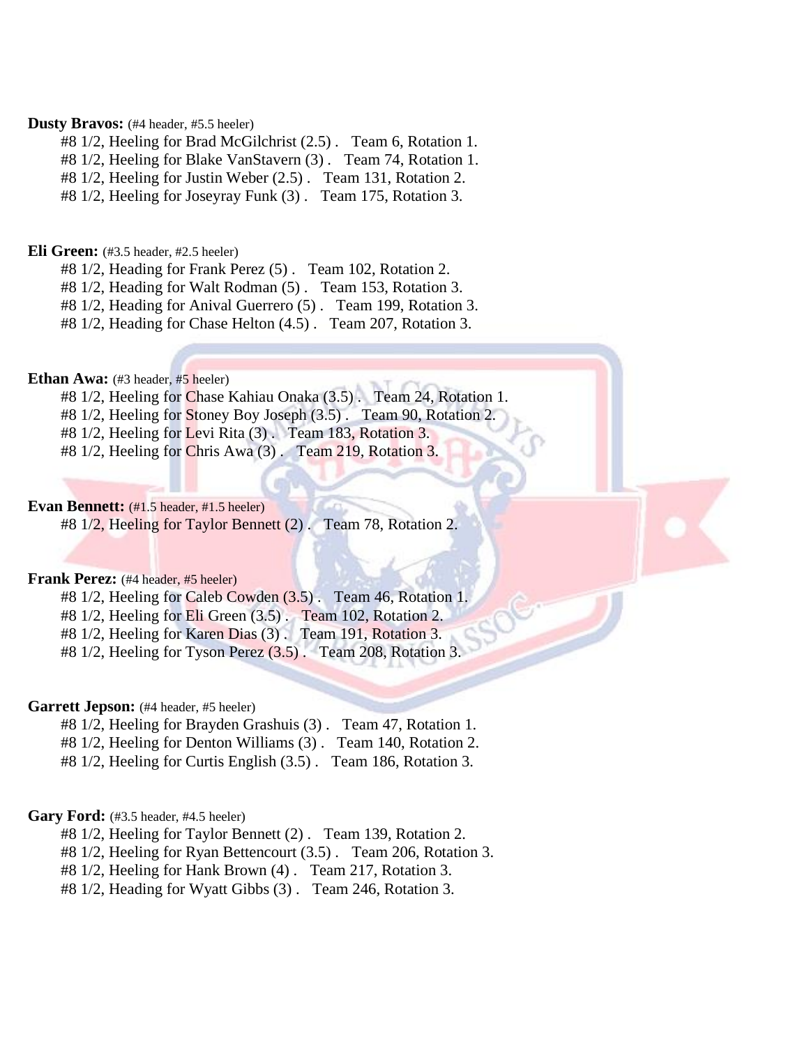**Dusty Bravos:** (#4 header, #5.5 heeler)

#8 1/2, Heeling for Brad McGilchrist (2.5) . Team 6, Rotation 1.
#8 1/2, Heeling for Blake VanStavern (3) . Team 74, Rotation 1.
#8 1/2, Heeling for Justin Weber (2.5) . Team 131, Rotation 2.
#8 1/2, Heeling for Joseyray Funk (3) . Team 175, Rotation 3.

**Eli Green:** (#3.5 header, #2.5 heeler)

#8 1/2, Heading for Frank Perez (5) . Team 102, Rotation 2.
#8 1/2, Heading for Walt Rodman (5) . Team 153, Rotation 3.
#8 1/2, Heading for Anival Guerrero (5) . Team 199, Rotation 3.
#8 1/2, Heading for Chase Helton (4.5) . Team 207, Rotation 3.

**Ethan Awa:** (#3 header, #5 heeler)

#8 1/2, Heeling for Chase Kahiau Onaka (3.5) . Team 24, Rotation 1.
#8 1/2, Heeling for Stoney Boy Joseph (3.5) . Team 90, Rotation 2.
#8 1/2, Heeling for Levi Rita (3) . Team 183, Rotation 3.
#8 1/2, Heeling for Chris Awa (3) . Team 219, Rotation 3.

**Evan Bennett:** (#1.5 header, #1.5 heeler)

#8 1/2, Heeling for Taylor Bennett (2) . Team 78, Rotation 2.

**Frank Perez:** (#4 header, #5 heeler)

#8 1/2, Heeling for Caleb Cowden (3.5) . Team 46, Rotation 1.
#8 1/2, Heeling for Eli Green (3.5) . Team 102, Rotation 2.
#8 1/2, Heeling for Karen Dias (3) . Team 191, Rotation 3.
#8 1/2, Heeling for Tyson Perez (3.5) . Team 208, Rotation 3.

**Garrett Jepson:** (#4 header, #5 heeler)

#8 1/2, Heeling for Brayden Grashuis (3) . Team 47, Rotation 1.
#8 1/2, Heeling for Denton Williams (3) . Team 140, Rotation 2.
#8 1/2, Heeling for Curtis English (3.5) . Team 186, Rotation 3.

**Gary Ford:** (#3.5 header, #4.5 heeler)

#8 1/2, Heeling for Taylor Bennett (2) . Team 139, Rotation 2.
#8 1/2, Heeling for Ryan Bettencourt (3.5) . Team 206, Rotation 3.
#8 1/2, Heeling for Hank Brown (4) . Team 217, Rotation 3.
#8 1/2, Heading for Wyatt Gibbs (3) . Team 246, Rotation 3.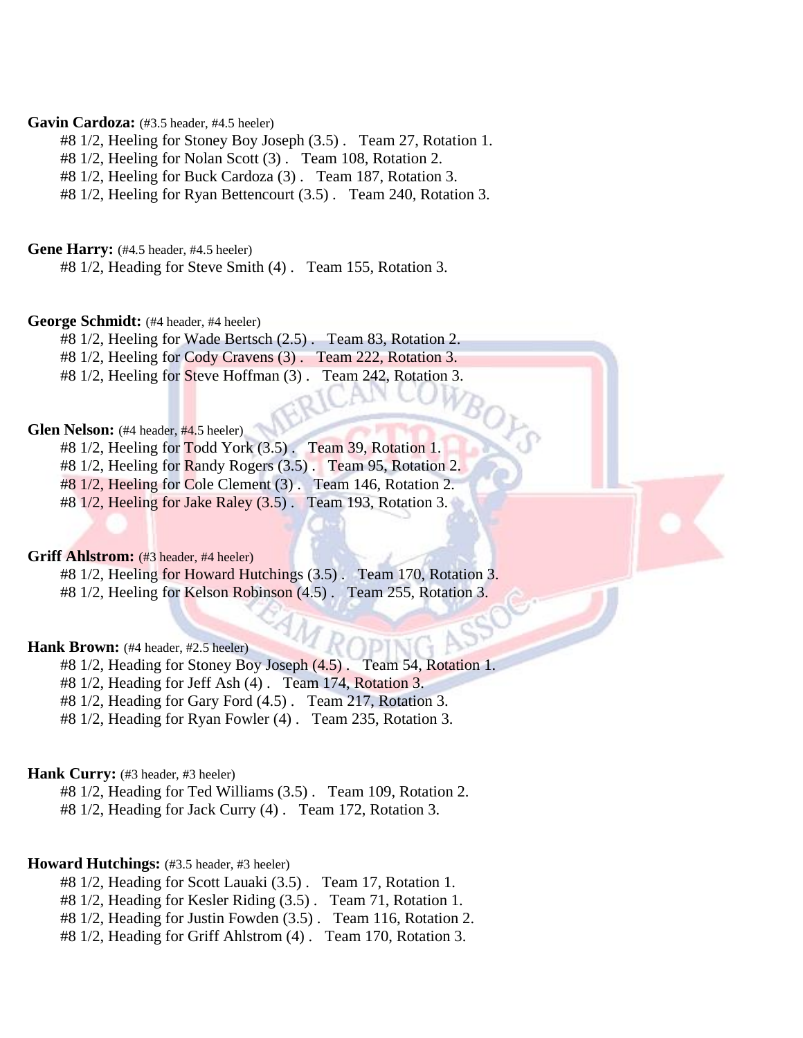**Gavin Cardoza:** (#3.5 header, #4.5 heeler)

#8 1/2, Heeling for Stoney Boy Joseph (3.5) . Team 27, Rotation 1.
#8 1/2, Heeling for Nolan Scott (3) . Team 108, Rotation 2.
#8 1/2, Heeling for Buck Cardoza (3) . Team 187, Rotation 3.
#8 1/2, Heeling for Ryan Bettencourt (3.5) . Team 240, Rotation 3.

**Gene Harry:** (#4.5 header, #4.5 heeler)

#8 1/2, Heading for Steve Smith (4) . Team 155, Rotation 3.

**George Schmidt:** (#4 header, #4 heeler)

#8 1/2, Heeling for Wade Bertsch (2.5) . Team 83, Rotation 2.
#8 1/2, Heeling for Cody Cravens (3) . Team 222, Rotation 3.
#8 1/2, Heeling for Steve Hoffman (3) . Team 242, Rotation 3.

**Glen Nelson:** (#4 header, #4.5 heeler)

#8 1/2, Heeling for Todd York (3.5) . Team 39, Rotation 1.
#8 1/2, Heeling for Randy Rogers (3.5) . Team 95, Rotation 2.
#8 1/2, Heeling for Cole Clement (3) . Team 146, Rotation 2.
#8 1/2, Heeling for Jake Raley (3.5) . Team 193, Rotation 3.

**Griff Ahlstrom:** (#3 header, #4 heeler)

#8 1/2, Heeling for Howard Hutchings (3.5) . Team 170, Rotation 3.
#8 1/2, Heeling for Kelson Robinson (4.5) . Team 255, Rotation 3.

**Hank Brown:** (#4 header, #2.5 heeler)

#8 1/2, Heading for Stoney Boy Joseph (4.5) . Team 54, Rotation 1.
#8 1/2, Heading for Jeff Ash (4) . Team 174, Rotation 3.
#8 1/2, Heading for Gary Ford (4.5) . Team 217, Rotation 3.
#8 1/2, Heading for Ryan Fowler (4) . Team 235, Rotation 3.

**Hank Curry:** (#3 header, #3 heeler)

#8 1/2, Heading for Ted Williams (3.5) . Team 109, Rotation 2.
#8 1/2, Heading for Jack Curry (4) . Team 172, Rotation 3.

**Howard Hutchings:** (#3.5 header, #3 heeler)

#8 1/2, Heading for Scott Lauaki (3.5) . Team 17, Rotation 1.
#8 1/2, Heading for Kesler Riding (3.5) . Team 71, Rotation 1.
#8 1/2, Heading for Justin Fowden (3.5) . Team 116, Rotation 2.
#8 1/2, Heading for Griff Ahlstrom (4) . Team 170, Rotation 3.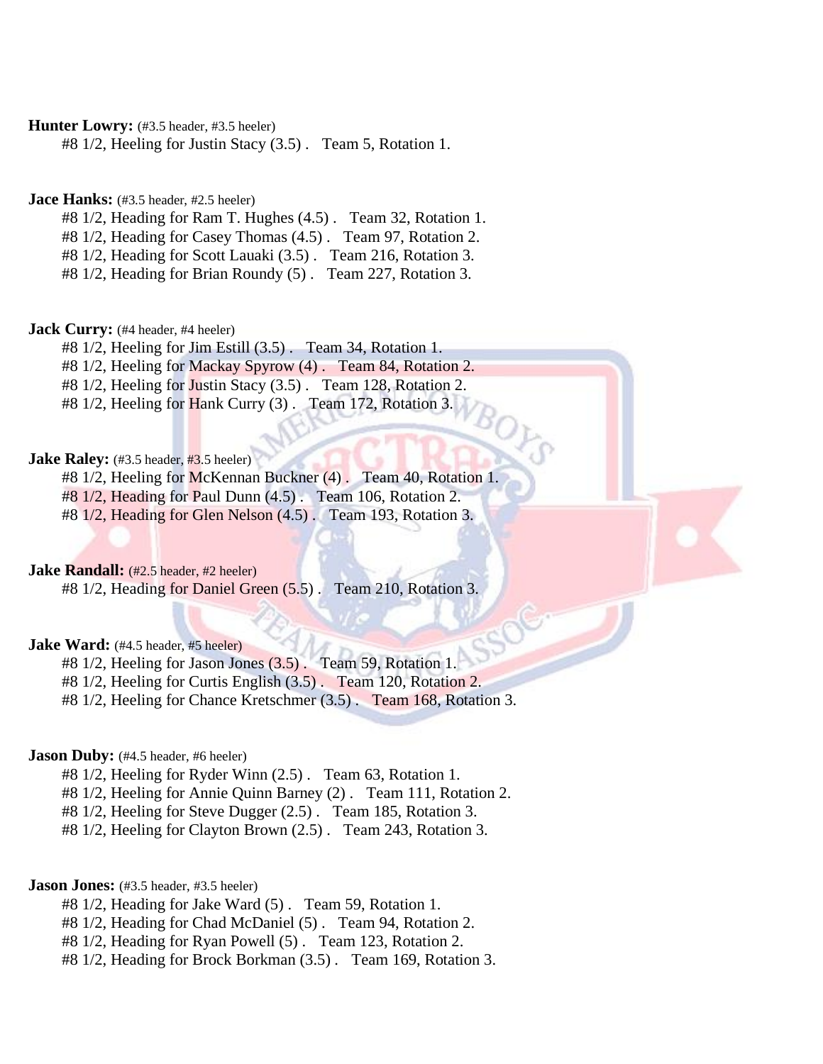**Hunter Lowry:** (#3.5 header, #3.5 heeler)
#8 1/2, Heeling for Justin Stacy (3.5) . Team 5, Rotation 1.

**Jace Hanks:** (#3.5 header, #2.5 heeler)
#8 1/2, Heading for Ram T. Hughes (4.5) . Team 32, Rotation 1.
#8 1/2, Heading for Casey Thomas (4.5) . Team 97, Rotation 2.
#8 1/2, Heading for Scott Lauaki (3.5) . Team 216, Rotation 3.
#8 1/2, Heading for Brian Roundy (5) . Team 227, Rotation 3.

**Jack Curry:** (#4 header, #4 heeler)
#8 1/2, Heeling for Jim Estill (3.5) . Team 34, Rotation 1.
#8 1/2, Heeling for Mackay Spyrow (4) . Team 84, Rotation 2.
#8 1/2, Heeling for Justin Stacy (3.5) . Team 128, Rotation 2.
#8 1/2, Heeling for Hank Curry (3) . Team 172, Rotation 3.

**Jake Raley:** (#3.5 header, #3.5 heeler)
#8 1/2, Heeling for McKennan Buckner (4) . Team 40, Rotation 1.
#8 1/2, Heading for Paul Dunn (4.5) . Team 106, Rotation 2.
#8 1/2, Heading for Glen Nelson (4.5) . Team 193, Rotation 3.

**Jake Randall:** (#2.5 header, #2 heeler)
#8 1/2, Heading for Daniel Green (5.5) . Team 210, Rotation 3.

**Jake Ward:** (#4.5 header, #5 heeler)
#8 1/2, Heeling for Jason Jones (3.5) . Team 59, Rotation 1.
#8 1/2, Heeling for Curtis English (3.5) . Team 120, Rotation 2.
#8 1/2, Heeling for Chance Kretschmer (3.5) . Team 168, Rotation 3.

**Jason Duby:** (#4.5 header, #6 heeler)
#8 1/2, Heeling for Ryder Winn (2.5) . Team 63, Rotation 1.
#8 1/2, Heeling for Annie Quinn Barney (2) . Team 111, Rotation 2.
#8 1/2, Heeling for Steve Dugger (2.5) . Team 185, Rotation 3.
#8 1/2, Heeling for Clayton Brown (2.5) . Team 243, Rotation 3.

**Jason Jones:** (#3.5 header, #3.5 heeler)
#8 1/2, Heading for Jake Ward (5) . Team 59, Rotation 1.
#8 1/2, Heading for Chad McDaniel (5) . Team 94, Rotation 2.
#8 1/2, Heading for Ryan Powell (5) . Team 123, Rotation 2.
#8 1/2, Heading for Brock Borkman (3.5) . Team 169, Rotation 3.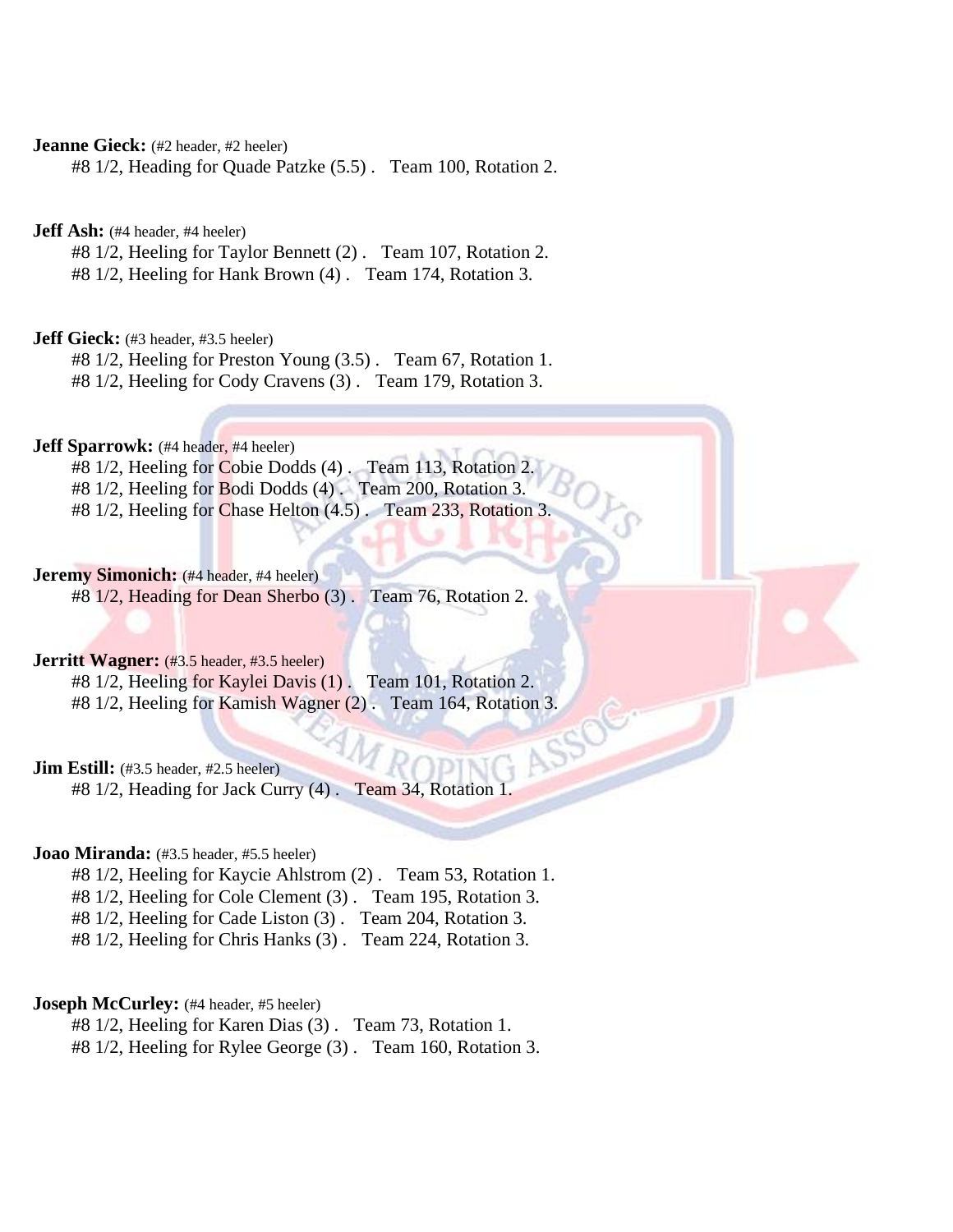**Jeanne Gieck:** (#2 header, #2 heeler)
#8 1/2, Heading for Quade Patzke (5.5) .   Team 100, Rotation 2.

**Jeff Ash:** (#4 header, #4 heeler)
#8 1/2, Heeling for Taylor Bennett (2) .   Team 107, Rotation 2.
#8 1/2, Heeling for Hank Brown (4) .   Team 174, Rotation 3.

**Jeff Gieck:** (#3 header, #3.5 heeler)
#8 1/2, Heeling for Preston Young (3.5) .   Team 67, Rotation 1.
#8 1/2, Heeling for Cody Cravens (3) .   Team 179, Rotation 3.

**Jeff Sparrowk:** (#4 header, #4 heeler)
#8 1/2, Heeling for Cobie Dodds (4) .   Team 113, Rotation 2.
#8 1/2, Heeling for Bodi Dodds (4) .   Team 200, Rotation 3.
#8 1/2, Heeling for Chase Helton (4.5) .   Team 233, Rotation 3.

**Jeremy Simonich:** (#4 header, #4 heeler)
#8 1/2, Heading for Dean Sherbo (3) .   Team 76, Rotation 2.

**Jerritt Wagner:** (#3.5 header, #3.5 heeler)
#8 1/2, Heeling for Kaylei Davis (1) .   Team 101, Rotation 2.
#8 1/2, Heeling for Kamish Wagner (2) .   Team 164, Rotation 3.

**Jim Estill:** (#3.5 header, #2.5 heeler)
#8 1/2, Heading for Jack Curry (4) .   Team 34, Rotation 1.

**Joao Miranda:** (#3.5 header, #5.5 heeler)
#8 1/2, Heeling for Kaycie Ahlstrom (2) .   Team 53, Rotation 1.
#8 1/2, Heeling for Cole Clement (3) .   Team 195, Rotation 3.
#8 1/2, Heeling for Cade Liston (3) .   Team 204, Rotation 3.
#8 1/2, Heeling for Chris Hanks (3) .   Team 224, Rotation 3.

**Joseph McCurley:** (#4 header, #5 heeler)
#8 1/2, Heeling for Karen Dias (3) .   Team 73, Rotation 1.
#8 1/2, Heeling for Rylee George (3) .   Team 160, Rotation 3.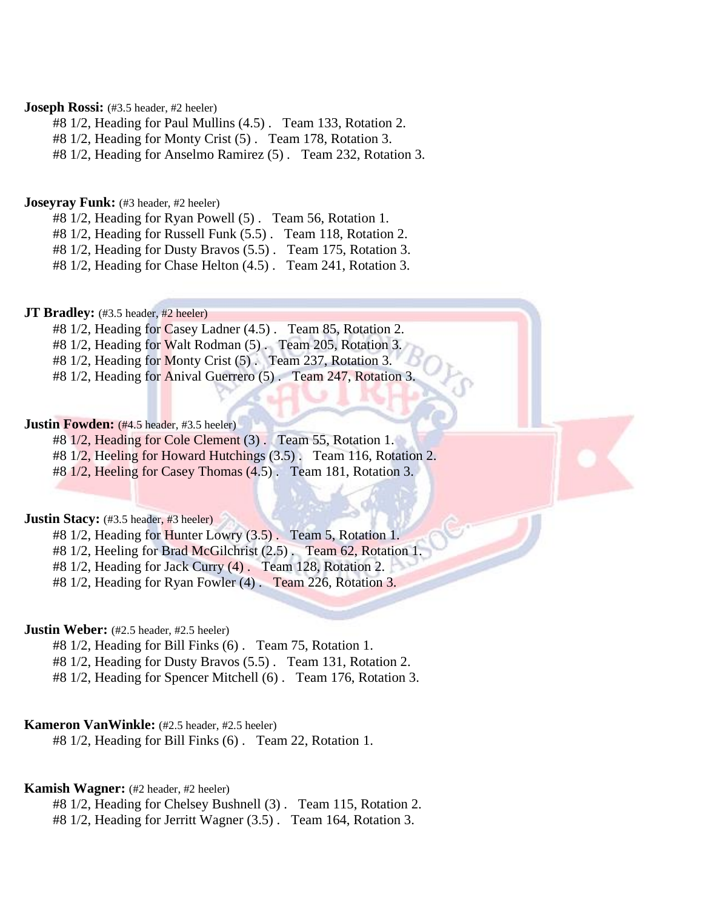**Joseph Rossi:** (#3.5 header, #2 heeler)

#8 1/2, Heading for Paul Mullins (4.5) . Team 133, Rotation 2.
#8 1/2, Heading for Monty Crist (5) . Team 178, Rotation 3.
#8 1/2, Heading for Anselmo Ramirez (5) . Team 232, Rotation 3.

**Joseyray Funk:** (#3 header, #2 heeler)

#8 1/2, Heading for Ryan Powell (5) . Team 56, Rotation 1.
#8 1/2, Heading for Russell Funk (5.5) . Team 118, Rotation 2.
#8 1/2, Heading for Dusty Bravos (5.5) . Team 175, Rotation 3.
#8 1/2, Heading for Chase Helton (4.5) . Team 241, Rotation 3.

**JT Bradley:** (#3.5 header, #2 heeler)

#8 1/2, Heading for Casey Ladner (4.5) . Team 85, Rotation 2.
#8 1/2, Heading for Walt Rodman (5) . Team 205, Rotation 3.
#8 1/2, Heading for Monty Crist (5) . Team 237, Rotation 3.
#8 1/2, Heading for Anival Guerrero (5) . Team 247, Rotation 3.

**Justin Fowden:** (#4.5 header, #3.5 heeler)

#8 1/2, Heading for Cole Clement (3) . Team 55, Rotation 1.
#8 1/2, Heeling for Howard Hutchings (3.5) . Team 116, Rotation 2.
#8 1/2, Heeling for Casey Thomas (4.5) . Team 181, Rotation 3.

**Justin Stacy:** (#3.5 header, #3 heeler)

#8 1/2, Heading for Hunter Lowry (3.5) . Team 5, Rotation 1.
#8 1/2, Heeling for Brad McGilchrist (2.5) . Team 62, Rotation 1.
#8 1/2, Heading for Jack Curry (4) . Team 128, Rotation 2.
#8 1/2, Heading for Ryan Fowler (4) . Team 226, Rotation 3.

**Justin Weber:** (#2.5 header, #2.5 heeler)

#8 1/2, Heading for Bill Finks (6) . Team 75, Rotation 1.
#8 1/2, Heading for Dusty Bravos (5.5) . Team 131, Rotation 2.
#8 1/2, Heading for Spencer Mitchell (6) . Team 176, Rotation 3.

**Kameron VanWinkle:** (#2.5 header, #2.5 heeler)

#8 1/2, Heading for Bill Finks (6) . Team 22, Rotation 1.

**Kamish Wagner:** (#2 header, #2 heeler)

#8 1/2, Heading for Chelsey Bushnell (3) . Team 115, Rotation 2.
#8 1/2, Heading for Jerritt Wagner (3.5) . Team 164, Rotation 3.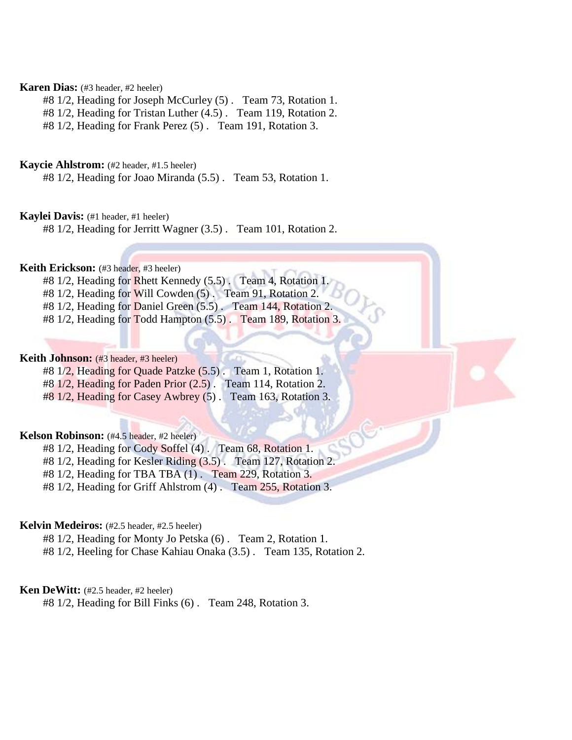**Karen Dias:** (#3 header, #2 heeler)

#8 1/2, Heading for Joseph McCurley (5) . Team 73, Rotation 1.
#8 1/2, Heading for Tristan Luther (4.5) . Team 119, Rotation 2.
#8 1/2, Heading for Frank Perez (5) . Team 191, Rotation 3.

**Kaycie Ahlstrom:** (#2 header, #1.5 heeler)

#8 1/2, Heading for Joao Miranda (5.5) . Team 53, Rotation 1.

**Kaylei Davis:** (#1 header, #1 heeler)

#8 1/2, Heading for Jerritt Wagner (3.5) . Team 101, Rotation 2.

**Keith Erickson:** (#3 header, #3 heeler)

#8 1/2, Heading for Rhett Kennedy (5.5) . Team 4, Rotation 1.
#8 1/2, Heading for Will Cowden (5) . Team 91, Rotation 2.
#8 1/2, Heading for Daniel Green (5.5) . Team 144, Rotation 2.
#8 1/2, Heading for Todd Hampton (5.5) . Team 189, Rotation 3.

**Keith Johnson:** (#3 header, #3 heeler)

#8 1/2, Heading for Quade Patzke (5.5) . Team 1, Rotation 1.
#8 1/2, Heading for Paden Prior (2.5) . Team 114, Rotation 2.
#8 1/2, Heading for Casey Awbrey (5) . Team 163, Rotation 3.

**Kelson Robinson:** (#4.5 header, #2 heeler)

#8 1/2, Heading for Cody Soffel (4) . Team 68, Rotation 1.
#8 1/2, Heading for Kesler Riding (3.5) . Team 127, Rotation 2.
#8 1/2, Heading for TBA TBA (1) . Team 229, Rotation 3.
#8 1/2, Heading for Griff Ahlstrom (4) . Team 255, Rotation 3.

**Kelvin Medeiros:** (#2.5 header, #2.5 heeler)

#8 1/2, Heading for Monty Jo Petska (6) . Team 2, Rotation 1.
#8 1/2, Heeling for Chase Kahiau Onaka (3.5) . Team 135, Rotation 2.

**Ken DeWitt:** (#2.5 header, #2 heeler)

#8 1/2, Heading for Bill Finks (6) . Team 248, Rotation 3.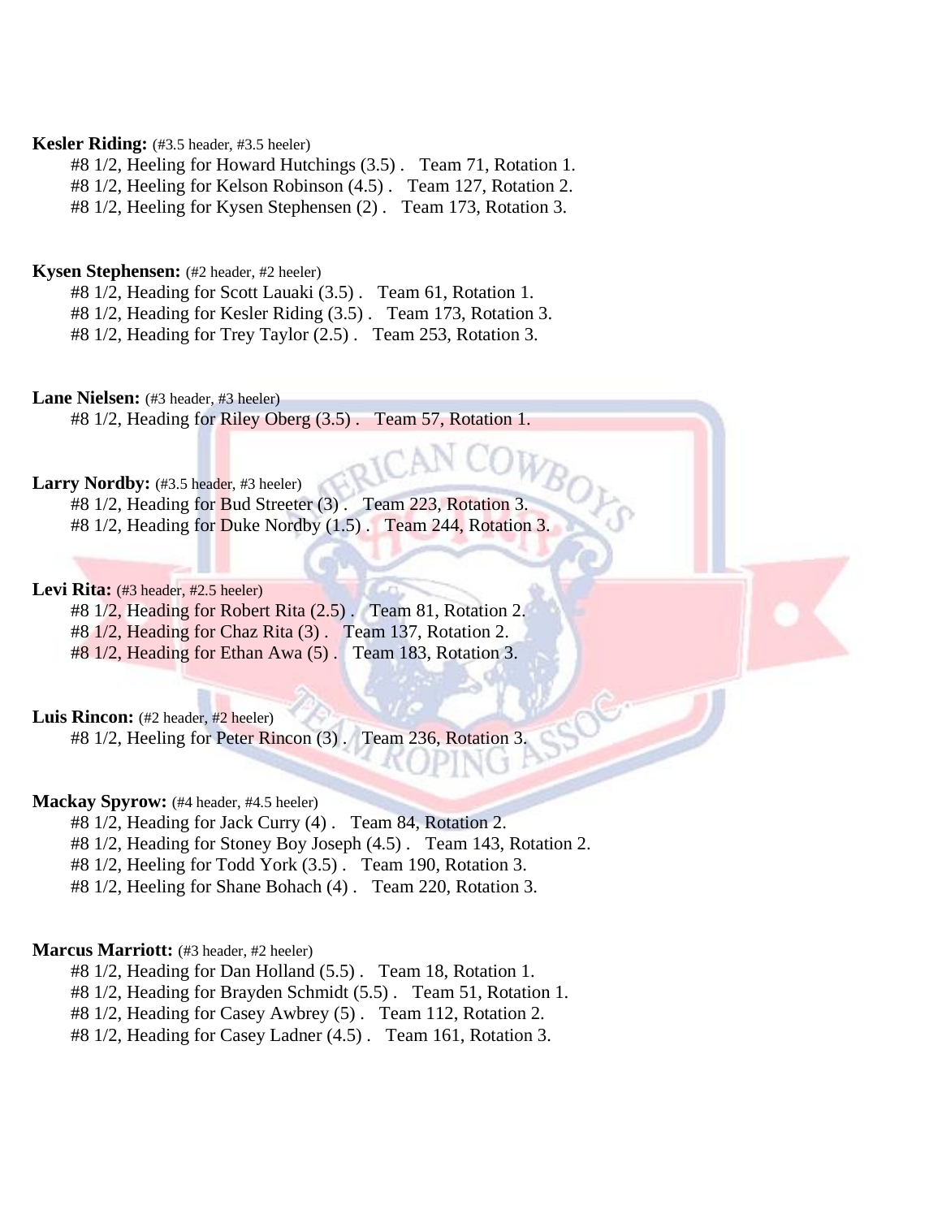**Kesler Riding:** (#3.5 header, #3.5 heeler)

#8 1/2, Heeling for Howard Hutchings (3.5) . Team 71, Rotation 1.
#8 1/2, Heeling for Kelson Robinson (4.5) . Team 127, Rotation 2.
#8 1/2, Heeling for Kysen Stephensen (2) . Team 173, Rotation 3.

**Kysen Stephensen:** (#2 header, #2 heeler)

#8 1/2, Heading for Scott Lauaki (3.5) . Team 61, Rotation 1.
#8 1/2, Heading for Kesler Riding (3.5) . Team 173, Rotation 3.
#8 1/2, Heading for Trey Taylor (2.5) . Team 253, Rotation 3.

**Lane Nielsen:** (#3 header, #3 heeler)

#8 1/2, Heading for Riley Oberg (3.5) . Team 57, Rotation 1.

**Larry Nordby:** (#3.5 header, #3 heeler)

#8 1/2, Heading for Bud Streeter (3) . Team 223, Rotation 3.
#8 1/2, Heading for Duke Nordby (1.5) . Team 244, Rotation 3.

**Levi Rita:** (#3 header, #2.5 heeler)

#8 1/2, Heading for Robert Rita (2.5) . Team 81, Rotation 2.
#8 1/2, Heading for Chaz Rita (3) . Team 137, Rotation 2.
#8 1/2, Heading for Ethan Awa (5) . Team 183, Rotation 3.

**Luis Rincon:** (#2 header, #2 heeler)

#8 1/2, Heeling for Peter Rincon (3) . Team 236, Rotation 3.

**Mackay Spyrow:** (#4 header, #4.5 heeler)

#8 1/2, Heading for Jack Curry (4) . Team 84, Rotation 2.
#8 1/2, Heading for Stoney Boy Joseph (4.5) . Team 143, Rotation 2.
#8 1/2, Heeling for Todd York (3.5) . Team 190, Rotation 3.
#8 1/2, Heeling for Shane Bohach (4) . Team 220, Rotation 3.

**Marcus Marriott:** (#3 header, #2 heeler)

#8 1/2, Heading for Dan Holland (5.5) . Team 18, Rotation 1.
#8 1/2, Heading for Brayden Schmidt (5.5) . Team 51, Rotation 1.
#8 1/2, Heading for Casey Awbrey (5) . Team 112, Rotation 2.
#8 1/2, Heading for Casey Ladner (4.5) . Team 161, Rotation 3.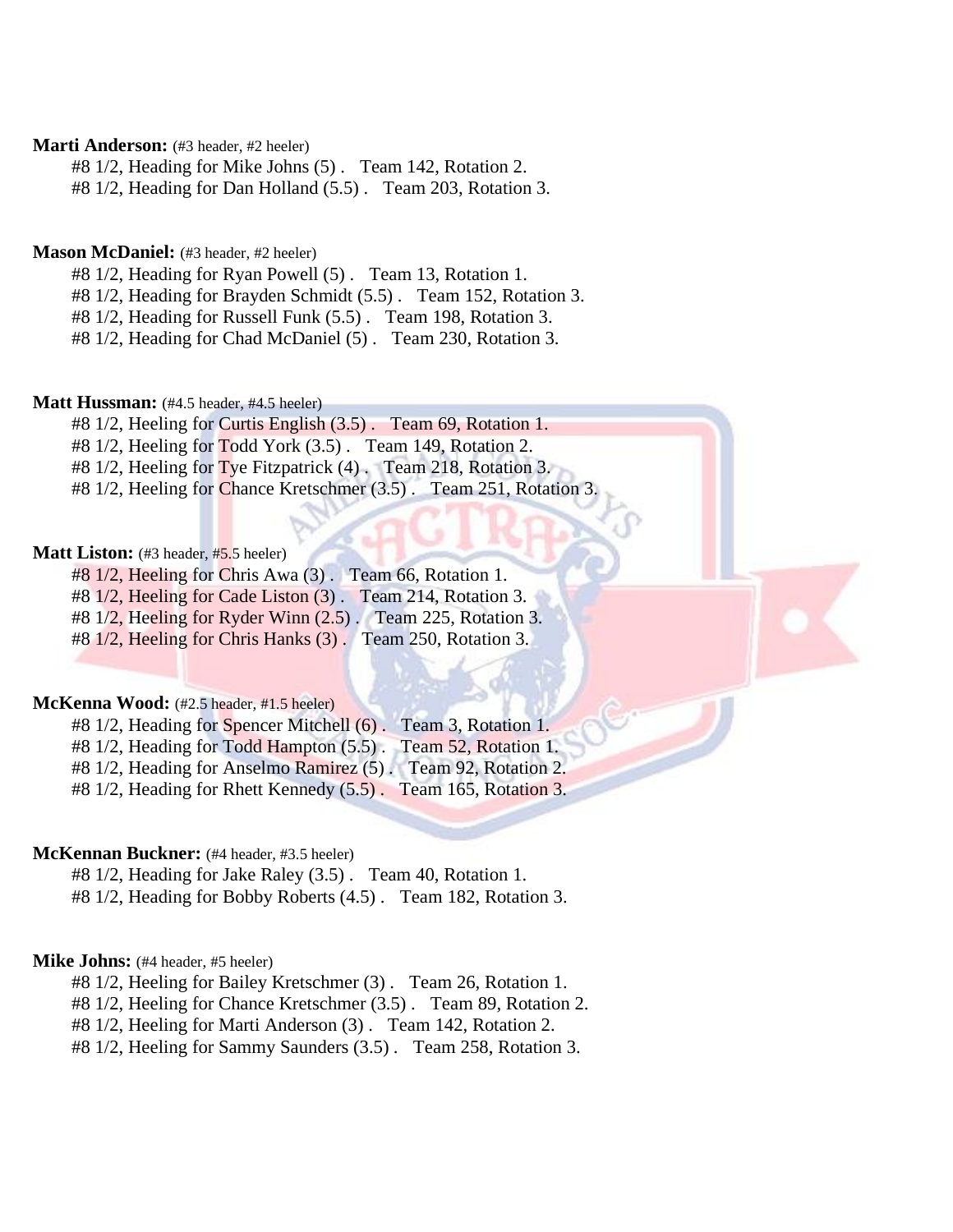**Marti Anderson:** (#3 header, #2 heeler)

#8 1/2, Heading for Mike Johns (5) . Team 142, Rotation 2.
#8 1/2, Heading for Dan Holland (5.5) . Team 203, Rotation 3.

**Mason McDaniel:** (#3 header, #2 heeler)

#8 1/2, Heading for Ryan Powell (5) . Team 13, Rotation 1.
#8 1/2, Heading for Brayden Schmidt (5.5) . Team 152, Rotation 3.
#8 1/2, Heading for Russell Funk (5.5) . Team 198, Rotation 3.
#8 1/2, Heading for Chad McDaniel (5) . Team 230, Rotation 3.

**Matt Hussman:** (#4.5 header, #4.5 heeler)

#8 1/2, Heeling for Curtis English (3.5) . Team 69, Rotation 1.
#8 1/2, Heeling for Todd York (3.5) . Team 149, Rotation 2.
#8 1/2, Heeling for Tye Fitzpatrick (4) . Team 218, Rotation 3.
#8 1/2, Heeling for Chance Kretschmer (3.5) . Team 251, Rotation 3.

**Matt Liston:** (#3 header, #5.5 heeler)

#8 1/2, Heeling for Chris Awa (3) . Team 66, Rotation 1.
#8 1/2, Heeling for Cade Liston (3) . Team 214, Rotation 3.
#8 1/2, Heeling for Ryder Winn (2.5) . Team 225, Rotation 3.
#8 1/2, Heeling for Chris Hanks (3) . Team 250, Rotation 3.

**McKenna Wood:** (#2.5 header, #1.5 heeler)

#8 1/2, Heading for Spencer Mitchell (6) . Team 3, Rotation 1.
#8 1/2, Heading for Todd Hampton (5.5) . Team 52, Rotation 1.
#8 1/2, Heading for Anselmo Ramirez (5) . Team 92, Rotation 2.
#8 1/2, Heading for Rhett Kennedy (5.5) . Team 165, Rotation 3.

**McKennan Buckner:** (#4 header, #3.5 heeler)

#8 1/2, Heading for Jake Raley (3.5) . Team 40, Rotation 1.
#8 1/2, Heading for Bobby Roberts (4.5) . Team 182, Rotation 3.

**Mike Johns:** (#4 header, #5 heeler)

#8 1/2, Heeling for Bailey Kretschmer (3) . Team 26, Rotation 1.
#8 1/2, Heeling for Chance Kretschmer (3.5) . Team 89, Rotation 2.
#8 1/2, Heeling for Marti Anderson (3) . Team 142, Rotation 2.
#8 1/2, Heeling for Sammy Saunders (3.5) . Team 258, Rotation 3.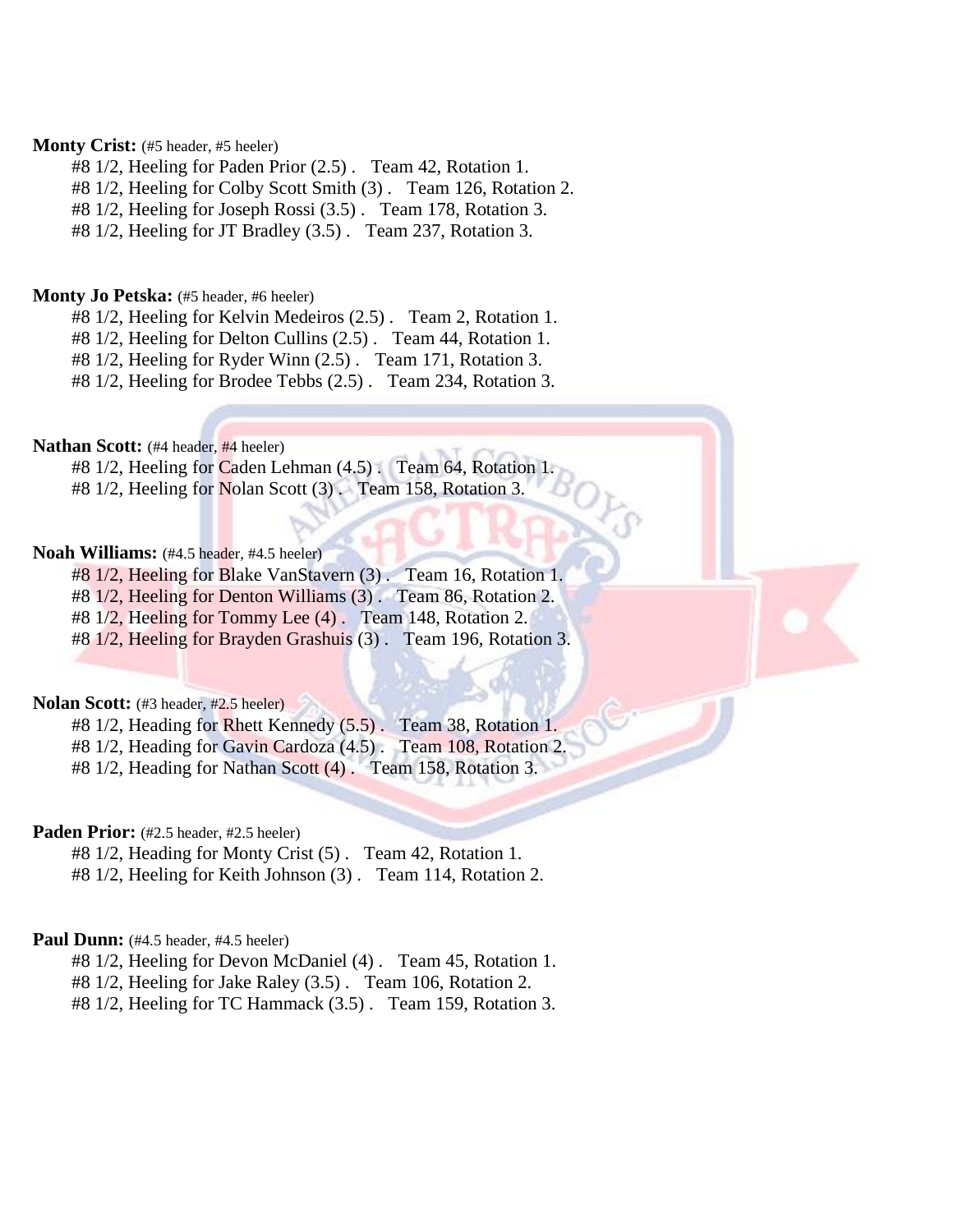**Monty Crist:** (#5 header, #5 heeler)

#8 1/2, Heeling for Paden Prior (2.5) . Team 42, Rotation 1.
#8 1/2, Heeling for Colby Scott Smith (3) . Team 126, Rotation 2.
#8 1/2, Heeling for Joseph Rossi (3.5) . Team 178, Rotation 3.
#8 1/2, Heeling for JT Bradley (3.5) . Team 237, Rotation 3.

**Monty Jo Petska:** (#5 header, #6 heeler)

#8 1/2, Heeling for Kelvin Medeiros (2.5) . Team 2, Rotation 1.
#8 1/2, Heeling for Delton Cullins (2.5) . Team 44, Rotation 1.
#8 1/2, Heeling for Ryder Winn (2.5) . Team 171, Rotation 3.
#8 1/2, Heeling for Brodee Tebbs (2.5) . Team 234, Rotation 3.

**Nathan Scott:** (#4 header, #4 heeler)

#8 1/2, Heeling for Caden Lehman (4.5) . Team 64, Rotation 1.
#8 1/2, Heeling for Nolan Scott (3) . Team 158, Rotation 3.

**Noah Williams:** (#4.5 header, #4.5 heeler)

#8 1/2, Heeling for Blake VanStavern (3) . Team 16, Rotation 1.
#8 1/2, Heeling for Denton Williams (3) . Team 86, Rotation 2.
#8 1/2, Heeling for Tommy Lee (4) . Team 148, Rotation 2.
#8 1/2, Heeling for Brayden Grashuis (3) . Team 196, Rotation 3.

**Nolan Scott:** (#3 header, #2.5 heeler)

#8 1/2, Heading for Rhett Kennedy (5.5) . Team 38, Rotation 1.
#8 1/2, Heading for Gavin Cardoza (4.5) . Team 108, Rotation 2.
#8 1/2, Heading for Nathan Scott (4) . Team 158, Rotation 3.

**Paden Prior:** (#2.5 header, #2.5 heeler)

#8 1/2, Heading for Monty Crist (5) . Team 42, Rotation 1.
#8 1/2, Heeling for Keith Johnson (3) . Team 114, Rotation 2.

**Paul Dunn:** (#4.5 header, #4.5 heeler)

#8 1/2, Heeling for Devon McDaniel (4) . Team 45, Rotation 1.
#8 1/2, Heeling for Jake Raley (3.5) . Team 106, Rotation 2.
#8 1/2, Heeling for TC Hammack (3.5) . Team 159, Rotation 3.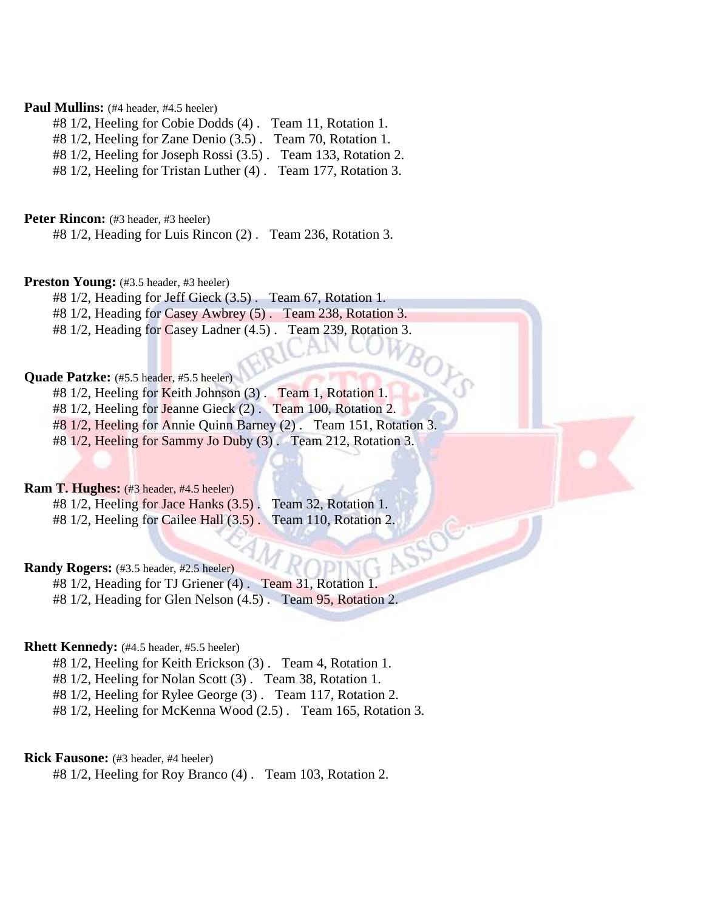**Paul Mullins:** (#4 header, #4.5 heeler)

#8 1/2, Heeling for Cobie Dodds (4) . Team 11, Rotation 1.
#8 1/2, Heeling for Zane Denio (3.5) . Team 70, Rotation 1.
#8 1/2, Heeling for Joseph Rossi (3.5) . Team 133, Rotation 2.
#8 1/2, Heeling for Tristan Luther (4) . Team 177, Rotation 3.

**Peter Rincon:** (#3 header, #3 heeler)

#8 1/2, Heading for Luis Rincon (2) . Team 236, Rotation 3.

**Preston Young:** (#3.5 header, #3 heeler)

#8 1/2, Heading for Jeff Gieck (3.5) . Team 67, Rotation 1.
#8 1/2, Heading for Casey Awbrey (5) . Team 238, Rotation 3.
#8 1/2, Heading for Casey Ladner (4.5) . Team 239, Rotation 3.

**Quade Patzke:** (#5.5 header, #5.5 heeler)

#8 1/2, Heeling for Keith Johnson (3) . Team 1, Rotation 1.
#8 1/2, Heeling for Jeanne Gieck (2) . Team 100, Rotation 2.
#8 1/2, Heeling for Annie Quinn Barney (2) . Team 151, Rotation 3.
#8 1/2, Heeling for Sammy Jo Duby (3) . Team 212, Rotation 3.

**Ram T. Hughes:** (#3 header, #4.5 heeler)

#8 1/2, Heeling for Jace Hanks (3.5) . Team 32, Rotation 1.
#8 1/2, Heeling for Cailee Hall (3.5) . Team 110, Rotation 2.

**Randy Rogers:** (#3.5 header, #2.5 heeler)

#8 1/2, Heading for TJ Griener (4) . Team 31, Rotation 1.
#8 1/2, Heading for Glen Nelson (4.5) . Team 95, Rotation 2.

**Rhett Kennedy:** (#4.5 header, #5.5 heeler)

#8 1/2, Heeling for Keith Erickson (3) . Team 4, Rotation 1.
#8 1/2, Heeling for Nolan Scott (3) . Team 38, Rotation 1.
#8 1/2, Heeling for Rylee George (3) . Team 117, Rotation 2.
#8 1/2, Heeling for McKenna Wood (2.5) . Team 165, Rotation 3.

**Rick Fausone:** (#3 header, #4 heeler)

#8 1/2, Heeling for Roy Branco (4) . Team 103, Rotation 2.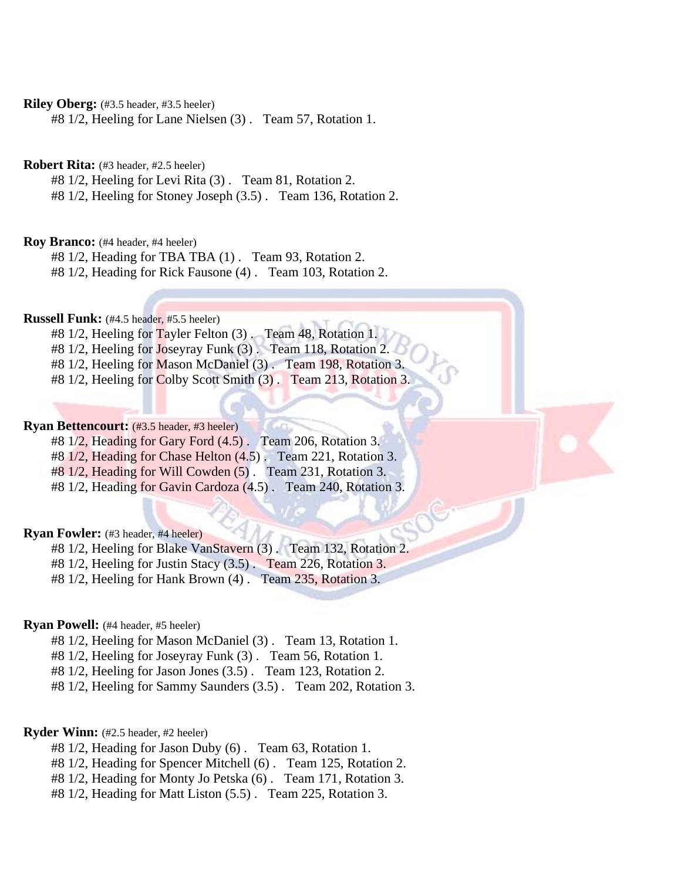**Riley Oberg:** (#3.5 header, #3.5 heeler)

#8 1/2, Heeling for Lane Nielsen (3) . Team 57, Rotation 1.

**Robert Rita:** (#3 header, #2.5 heeler)

#8 1/2, Heeling for Levi Rita (3) . Team 81, Rotation 2.
#8 1/2, Heeling for Stoney Joseph (3.5) . Team 136, Rotation 2.

**Roy Branco:** (#4 header, #4 heeler)

#8 1/2, Heading for TBA TBA (1) . Team 93, Rotation 2.
#8 1/2, Heading for Rick Fausone (4) . Team 103, Rotation 2.

**Russell Funk:** (#4.5 header, #5.5 heeler)

#8 1/2, Heeling for Tayler Felton (3) . Team 48, Rotation 1.
#8 1/2, Heeling for Joseyray Funk (3) . Team 118, Rotation 2.
#8 1/2, Heeling for Mason McDaniel (3) . Team 198, Rotation 3.
#8 1/2, Heeling for Colby Scott Smith (3) . Team 213, Rotation 3.

**Ryan Bettencourt:** (#3.5 header, #3 heeler)

#8 1/2, Heading for Gary Ford (4.5) . Team 206, Rotation 3.
#8 1/2, Heading for Chase Helton (4.5) . Team 221, Rotation 3.
#8 1/2, Heading for Will Cowden (5) . Team 231, Rotation 3.
#8 1/2, Heading for Gavin Cardoza (4.5) . Team 240, Rotation 3.

**Ryan Fowler:** (#3 header, #4 heeler)

#8 1/2, Heeling for Blake VanStavern (3) . Team 132, Rotation 2.
#8 1/2, Heeling for Justin Stacy (3.5) . Team 226, Rotation 3.
#8 1/2, Heeling for Hank Brown (4) . Team 235, Rotation 3.

**Ryan Powell:** (#4 header, #5 heeler)

#8 1/2, Heeling for Mason McDaniel (3) . Team 13, Rotation 1.
#8 1/2, Heeling for Joseyray Funk (3) . Team 56, Rotation 1.
#8 1/2, Heeling for Jason Jones (3.5) . Team 123, Rotation 2.
#8 1/2, Heeling for Sammy Saunders (3.5) . Team 202, Rotation 3.

**Ryder Winn:** (#2.5 header, #2 heeler)

#8 1/2, Heading for Jason Duby (6) . Team 63, Rotation 1.
#8 1/2, Heading for Spencer Mitchell (6) . Team 125, Rotation 2.
#8 1/2, Heading for Monty Jo Petska (6) . Team 171, Rotation 3.
#8 1/2, Heading for Matt Liston (5.5) . Team 225, Rotation 3.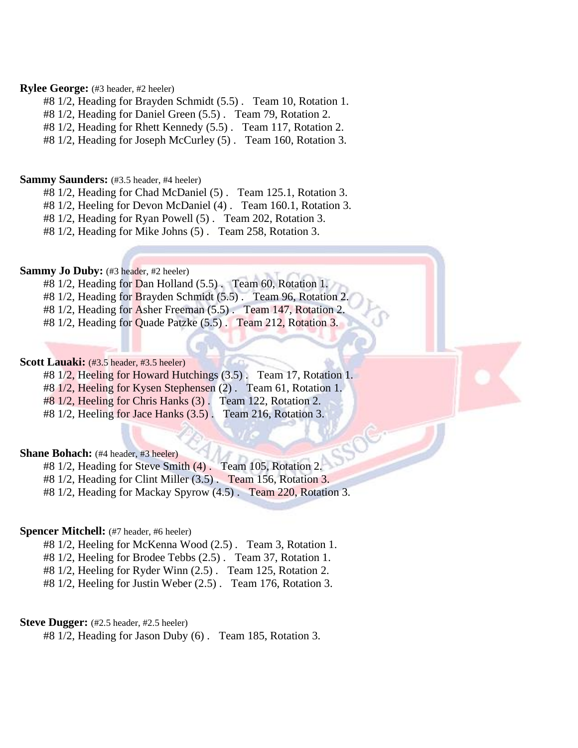**Rylee George:** (#3 header, #2 heeler)

#8 1/2, Heading for Brayden Schmidt (5.5) .   Team 10, Rotation 1.
#8 1/2, Heading for Daniel Green (5.5) .   Team 79, Rotation 2.
#8 1/2, Heading for Rhett Kennedy (5.5) .   Team 117, Rotation 2.
#8 1/2, Heading for Joseph McCurley (5) .   Team 160, Rotation 3.

**Sammy Saunders:** (#3.5 header, #4 heeler)

#8 1/2, Heading for Chad McDaniel (5) .   Team 125.1, Rotation 3.
#8 1/2, Heeling for Devon McDaniel (4) .   Team 160.1, Rotation 3.
#8 1/2, Heading for Ryan Powell (5) .   Team 202, Rotation 3.
#8 1/2, Heading for Mike Johns (5) .   Team 258, Rotation 3.

**Sammy Jo Duby:** (#3 header, #2 heeler)

#8 1/2, Heading for Dan Holland (5.5) .   Team 60, Rotation 1.
#8 1/2, Heading for Brayden Schmidt (5.5) .   Team 96, Rotation 2.
#8 1/2, Heading for Asher Freeman (5.5) .   Team 147, Rotation 2.
#8 1/2, Heading for Quade Patzke (5.5) .   Team 212, Rotation 3.

**Scott Lauaki:** (#3.5 header, #3.5 heeler)

#8 1/2, Heeling for Howard Hutchings (3.5) .   Team 17, Rotation 1.
#8 1/2, Heeling for Kysen Stephensen (2) .   Team 61, Rotation 1.
#8 1/2, Heeling for Chris Hanks (3) .   Team 122, Rotation 2.
#8 1/2, Heeling for Jace Hanks (3.5) .   Team 216, Rotation 3.

**Shane Bohach:** (#4 header, #3 heeler)

#8 1/2, Heading for Steve Smith (4) .   Team 105, Rotation 2.
#8 1/2, Heading for Clint Miller (3.5) .   Team 156, Rotation 3.
#8 1/2, Heading for Mackay Spyrow (4.5) .   Team 220, Rotation 3.

**Spencer Mitchell:** (#7 header, #6 heeler)

#8 1/2, Heeling for McKenna Wood (2.5) .   Team 3, Rotation 1.
#8 1/2, Heeling for Brodee Tebbs (2.5) .   Team 37, Rotation 1.
#8 1/2, Heeling for Ryder Winn (2.5) .   Team 125, Rotation 2.
#8 1/2, Heeling for Justin Weber (2.5) .   Team 176, Rotation 3.

**Steve Dugger:** (#2.5 header, #2.5 heeler)

#8 1/2, Heading for Jason Duby (6) .   Team 185, Rotation 3.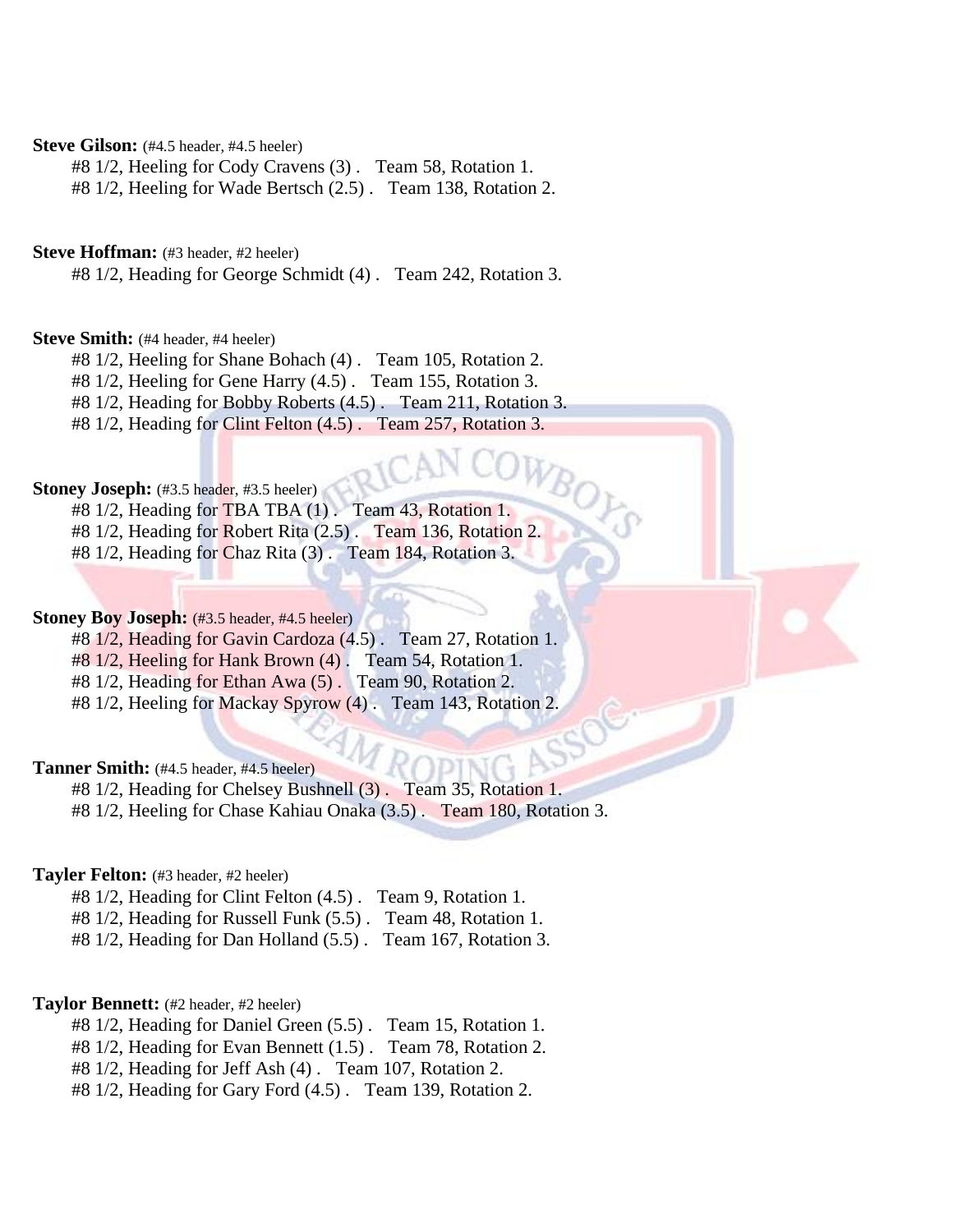**Steve Gilson:** (#4.5 header, #4.5 heeler)

#8 1/2, Heeling for Cody Cravens (3) . Team 58, Rotation 1.
#8 1/2, Heeling for Wade Bertsch (2.5) . Team 138, Rotation 2.

**Steve Hoffman:** (#3 header, #2 heeler)

#8 1/2, Heading for George Schmidt (4) . Team 242, Rotation 3.

**Steve Smith:** (#4 header, #4 heeler)

#8 1/2, Heeling for Shane Bohach (4) . Team 105, Rotation 2.
#8 1/2, Heeling for Gene Harry (4.5) . Team 155, Rotation 3.
#8 1/2, Heading for Bobby Roberts (4.5) . Team 211, Rotation 3.
#8 1/2, Heading for Clint Felton (4.5) . Team 257, Rotation 3.

**Stoney Joseph:** (#3.5 header, #3.5 heeler)

#8 1/2, Heading for TBA TBA (1) . Team 43, Rotation 1.
#8 1/2, Heading for Robert Rita (2.5) . Team 136, Rotation 2.
#8 1/2, Heading for Chaz Rita (3) . Team 184, Rotation 3.

**Stoney Boy Joseph:** (#3.5 header, #4.5 heeler)

#8 1/2, Heading for Gavin Cardoza (4.5) . Team 27, Rotation 1.
#8 1/2, Heeling for Hank Brown (4) . Team 54, Rotation 1.
#8 1/2, Heading for Ethan Awa (5) . Team 90, Rotation 2.
#8 1/2, Heeling for Mackay Spyrow (4) . Team 143, Rotation 2.

**Tanner Smith:** (#4.5 header, #4.5 heeler)

#8 1/2, Heading for Chelsey Bushnell (3) . Team 35, Rotation 1.
#8 1/2, Heeling for Chase Kahiau Onaka (3.5) . Team 180, Rotation 3.

**Tayler Felton:** (#3 header, #2 heeler)

#8 1/2, Heading for Clint Felton (4.5) . Team 9, Rotation 1.
#8 1/2, Heading for Russell Funk (5.5) . Team 48, Rotation 1.
#8 1/2, Heading for Dan Holland (5.5) . Team 167, Rotation 3.

**Taylor Bennett:** (#2 header, #2 heeler)

#8 1/2, Heading for Daniel Green (5.5) . Team 15, Rotation 1.
#8 1/2, Heading for Evan Bennett (1.5) . Team 78, Rotation 2.
#8 1/2, Heading for Jeff Ash (4) . Team 107, Rotation 2.
#8 1/2, Heading for Gary Ford (4.5) . Team 139, Rotation 2.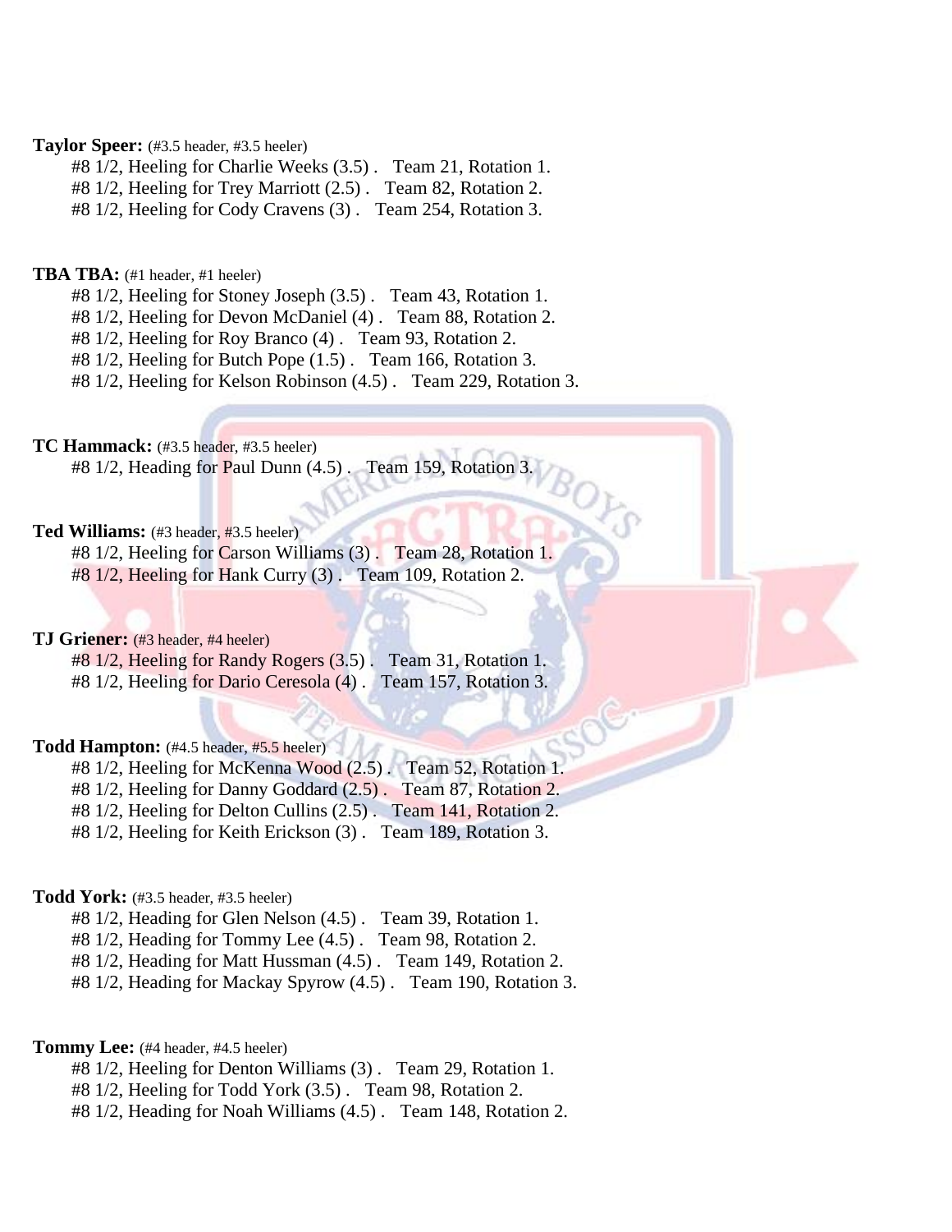**Taylor Speer:** (#3.5 header, #3.5 heeler)

#8 1/2, Heeling for Charlie Weeks (3.5) . Team 21, Rotation 1.
#8 1/2, Heeling for Trey Marriott (2.5) . Team 82, Rotation 2.
#8 1/2, Heeling for Cody Cravens (3) . Team 254, Rotation 3.

**TBA TBA:** (#1 header, #1 heeler)

#8 1/2, Heeling for Stoney Joseph (3.5) . Team 43, Rotation 1.
#8 1/2, Heeling for Devon McDaniel (4) . Team 88, Rotation 2.
#8 1/2, Heeling for Roy Branco (4) . Team 93, Rotation 2.
#8 1/2, Heeling for Butch Pope (1.5) . Team 166, Rotation 3.
#8 1/2, Heeling for Kelson Robinson (4.5) . Team 229, Rotation 3.

**TC Hammack:** (#3.5 header, #3.5 heeler)

#8 1/2, Heading for Paul Dunn (4.5) . Team 159, Rotation 3.

**Ted Williams:** (#3 header, #3.5 heeler)

#8 1/2, Heeling for Carson Williams (3) . Team 28, Rotation 1.
#8 1/2, Heeling for Hank Curry (3) . Team 109, Rotation 2.

**TJ Griener:** (#3 header, #4 heeler)

#8 1/2, Heeling for Randy Rogers (3.5) . Team 31, Rotation 1.
#8 1/2, Heeling for Dario Ceresola (4) . Team 157, Rotation 3.

**Todd Hampton:** (#4.5 header, #5.5 heeler)

#8 1/2, Heeling for McKenna Wood (2.5) . Team 52, Rotation 1.
#8 1/2, Heeling for Danny Goddard (2.5) . Team 87, Rotation 2.
#8 1/2, Heeling for Delton Cullins (2.5) . Team 141, Rotation 2.
#8 1/2, Heeling for Keith Erickson (3) . Team 189, Rotation 3.

**Todd York:** (#3.5 header, #3.5 heeler)

#8 1/2, Heading for Glen Nelson (4.5) . Team 39, Rotation 1.
#8 1/2, Heading for Tommy Lee (4.5) . Team 98, Rotation 2.
#8 1/2, Heading for Matt Hussman (4.5) . Team 149, Rotation 2.
#8 1/2, Heading for Mackay Spyrow (4.5) . Team 190, Rotation 3.

**Tommy Lee:** (#4 header, #4.5 heeler)

#8 1/2, Heeling for Denton Williams (3) . Team 29, Rotation 1.
#8 1/2, Heeling for Todd York (3.5) . Team 98, Rotation 2.
#8 1/2, Heading for Noah Williams (4.5) . Team 148, Rotation 2.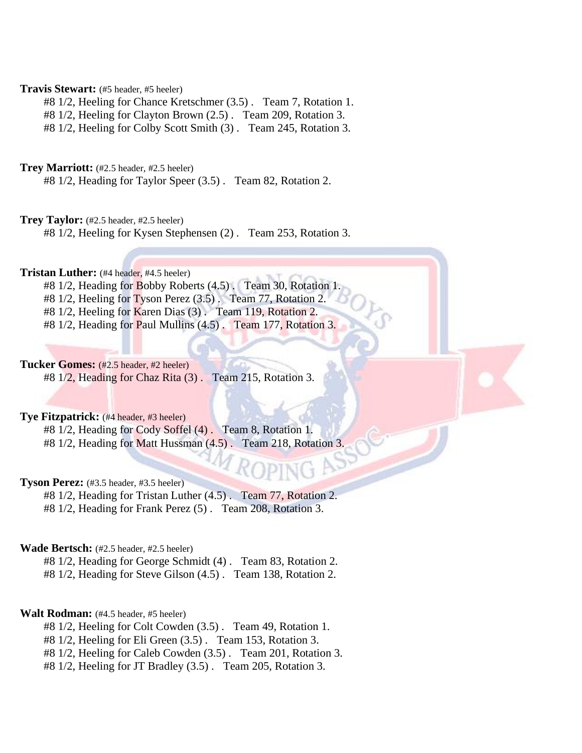**Travis Stewart:** (#5 header, #5 heeler)
#8 1/2, Heeling for Chance Kretschmer (3.5) . Team 7, Rotation 1.
#8 1/2, Heeling for Clayton Brown (2.5) . Team 209, Rotation 3.
#8 1/2, Heeling for Colby Scott Smith (3) . Team 245, Rotation 3.

**Trey Marriott:** (#2.5 header, #2.5 heeler)
#8 1/2, Heading for Taylor Speer (3.5) . Team 82, Rotation 2.

**Trey Taylor:** (#2.5 header, #2.5 heeler)
#8 1/2, Heeling for Kysen Stephensen (2) . Team 253, Rotation 3.

**Tristan Luther:** (#4 header, #4.5 heeler)
#8 1/2, Heading for Bobby Roberts (4.5) . Team 30, Rotation 1.
#8 1/2, Heeling for Tyson Perez (3.5) . Team 77, Rotation 2.
#8 1/2, Heeling for Karen Dias (3) . Team 119, Rotation 2.
#8 1/2, Heading for Paul Mullins (4.5) . Team 177, Rotation 3.

**Tucker Gomes:** (#2.5 header, #2 heeler)
#8 1/2, Heading for Chaz Rita (3) . Team 215, Rotation 3.

**Tye Fitzpatrick:** (#4 header, #3 heeler)
#8 1/2, Heading for Cody Soffel (4) . Team 8, Rotation 1.
#8 1/2, Heading for Matt Hussman (4.5) . Team 218, Rotation 3.

**Tyson Perez:** (#3.5 header, #3.5 heeler)
#8 1/2, Heading for Tristan Luther (4.5) . Team 77, Rotation 2.
#8 1/2, Heading for Frank Perez (5) . Team 208, Rotation 3.

**Wade Bertsch:** (#2.5 header, #2.5 heeler)
#8 1/2, Heading for George Schmidt (4) . Team 83, Rotation 2.
#8 1/2, Heading for Steve Gilson (4.5) . Team 138, Rotation 2.

**Walt Rodman:** (#4.5 header, #5 heeler)
#8 1/2, Heeling for Colt Cowden (3.5) . Team 49, Rotation 1.
#8 1/2, Heeling for Eli Green (3.5) . Team 153, Rotation 3.
#8 1/2, Heeling for Caleb Cowden (3.5) . Team 201, Rotation 3.
#8 1/2, Heeling for JT Bradley (3.5) . Team 205, Rotation 3.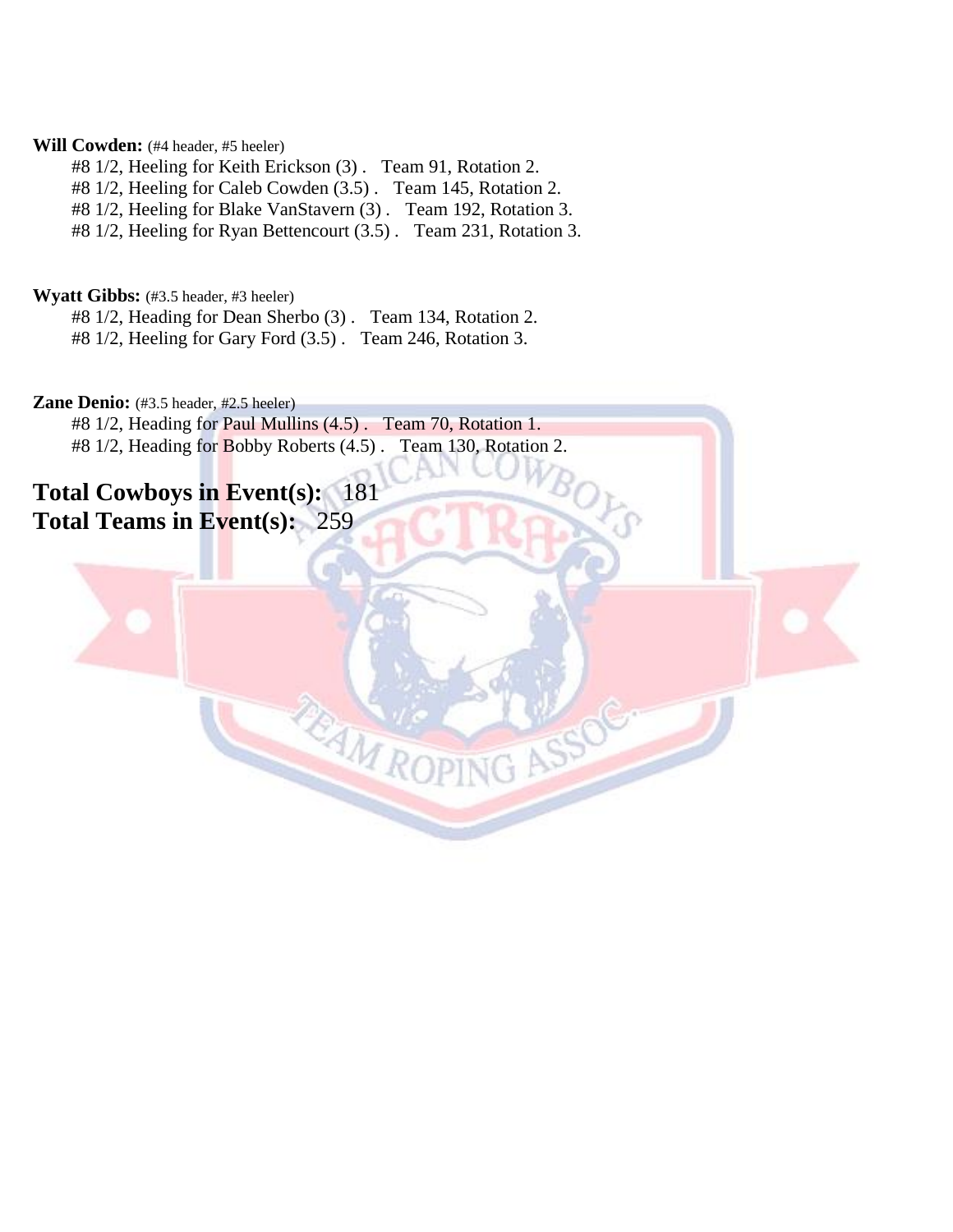**Will Cowden:** (#4 header, #5 heeler)

#8 1/2, Heeling for Keith Erickson (3) . Team 91, Rotation 2.
#8 1/2, Heeling for Caleb Cowden (3.5) . Team 145, Rotation 2.
#8 1/2, Heeling for Blake VanStavern (3) . Team 192, Rotation 3.
#8 1/2, Heeling for Ryan Bettencourt (3.5) . Team 231, Rotation 3.

**Wyatt Gibbs:** (#3.5 header, #3 heeler)

#8 1/2, Heading for Dean Sherbo (3) . Team 134, Rotation 2.
#8 1/2, Heeling for Gary Ford (3.5) . Team 246, Rotation 3.

**Zane Denio:** (#3.5 header, #2.5 heeler)

#8 1/2, Heading for Paul Mullins (4.5) . Team 70, Rotation 1.
#8 1/2, Heading for Bobby Roberts (4.5) . Team 130, Rotation 2.

## **Total Cowboys in Event(s):** 181
## **Total Teams in Event(s):** 259